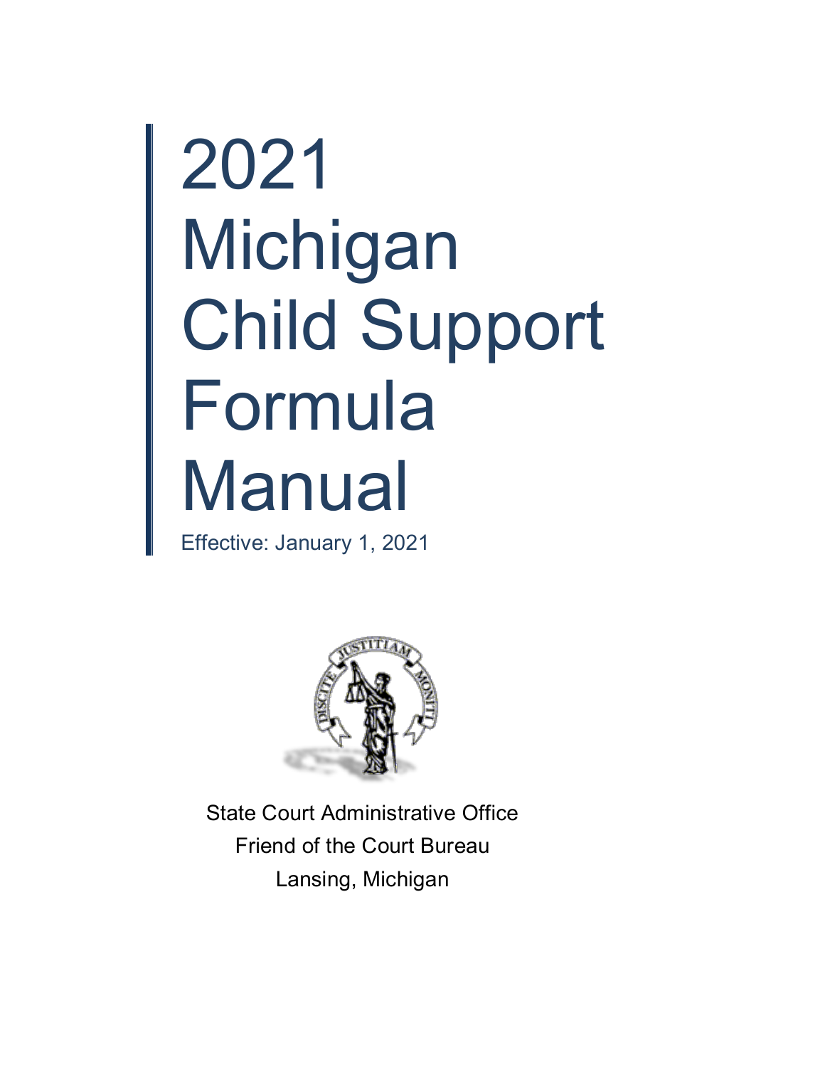# 2021 Michigan Child Support Formula Manual

Effective: January 1, 2021

State Court Administrative Office
Friend of the Court Bureau
Lansing, Michigan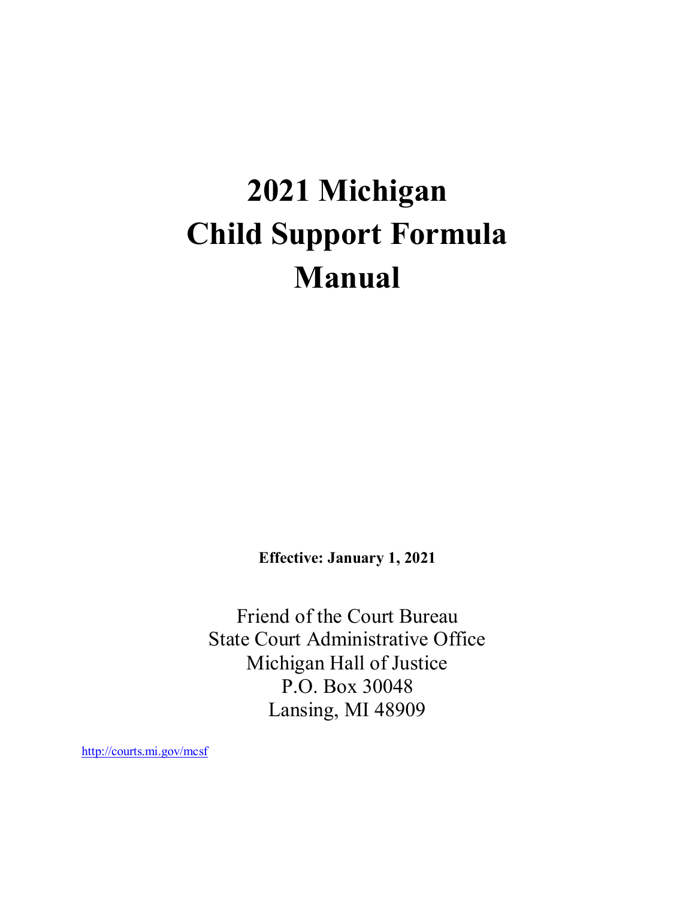# 2021 Michigan Child Support Formula Manual

**Effective: January 1, 2021**

Friend of the Court Bureau
State Court Administrative Office
Michigan Hall of Justice
P.O. Box 30048
Lansing, MI 48909

http://courts.mi.gov/mcsf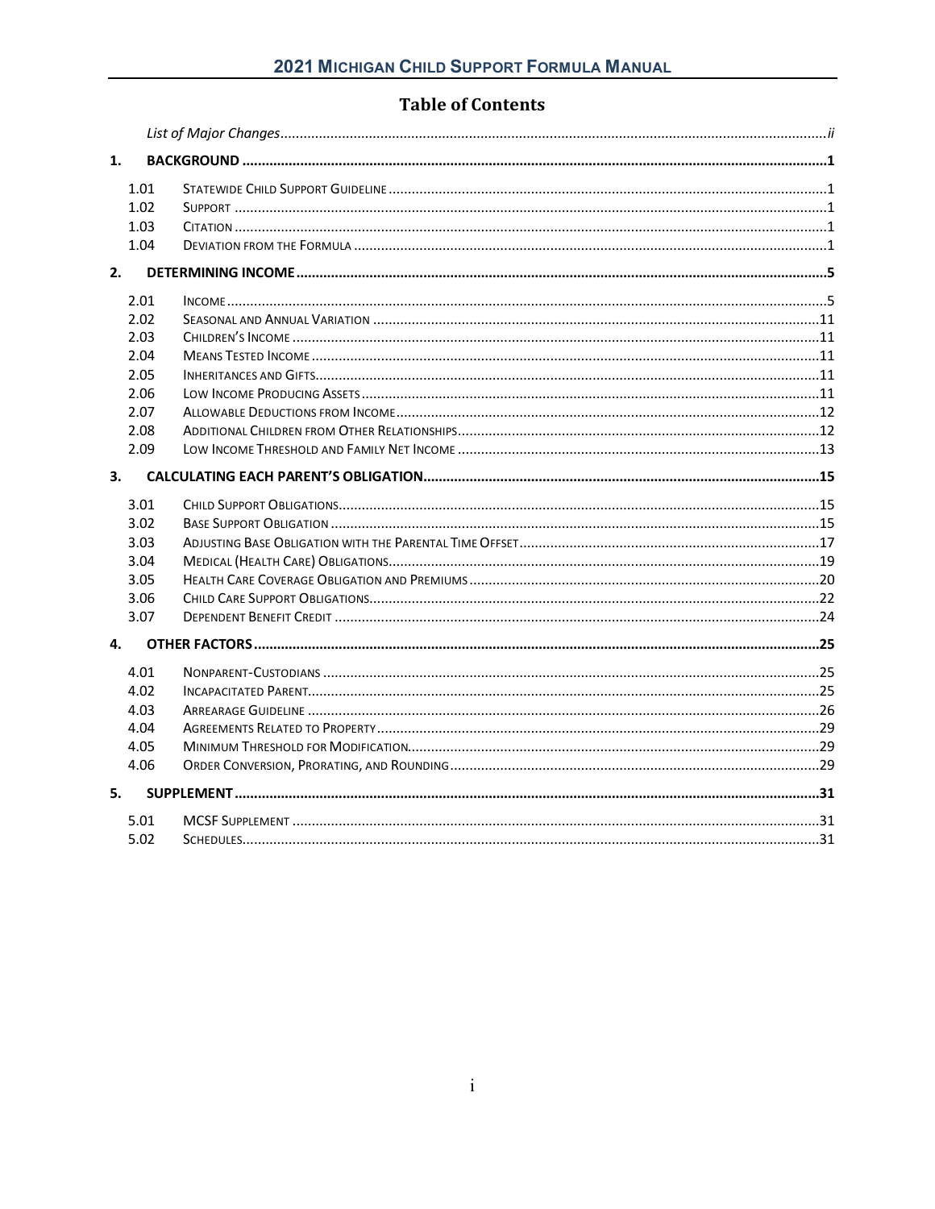# Table of Contents

*List of Major Changes* ........ *ii*

**1. BACKGROUND** ........ **1**

- 1.01 Statewide Child Support Guideline ........ 1
- 1.02 Support ........ 1
- 1.03 Citation ........ 1
- 1.04 Deviation from the Formula ........ 1

**2. DETERMINING INCOME** ........ **5**

- 2.01 Income ........ 5
- 2.02 Seasonal and Annual Variation ........ 11
- 2.03 Children's Income ........ 11
- 2.04 Means Tested Income ........ 11
- 2.05 Inheritances and Gifts ........ 11
- 2.06 Low Income Producing Assets ........ 11
- 2.07 Allowable Deductions from Income ........ 12
- 2.08 Additional Children from Other Relationships ........ 12
- 2.09 Low Income Threshold and Family Net Income ........ 13

**3. CALCULATING EACH PARENT'S OBLIGATION** ........ **15**

- 3.01 Child Support Obligations ........ 15
- 3.02 Base Support Obligation ........ 15
- 3.03 Adjusting Base Obligation with the Parental Time Offset ........ 17
- 3.04 Medical (Health Care) Obligations ........ 19
- 3.05 Health Care Coverage Obligation and Premiums ........ 20
- 3.06 Child Care Support Obligations ........ 22
- 3.07 Dependent Benefit Credit ........ 24

**4. OTHER FACTORS** ........ **25**

- 4.01 Nonparent-Custodians ........ 25
- 4.02 Incapacitated Parent ........ 25
- 4.03 Arrearage Guideline ........ 26
- 4.04 Agreements Related to Property ........ 29
- 4.05 Minimum Threshold for Modification ........ 29
- 4.06 Order Conversion, Prorating, and Rounding ........ 29

**5. SUPPLEMENT** ........ **31**

- 5.01 MCSF Supplement ........ 31
- 5.02 Schedules ........ 31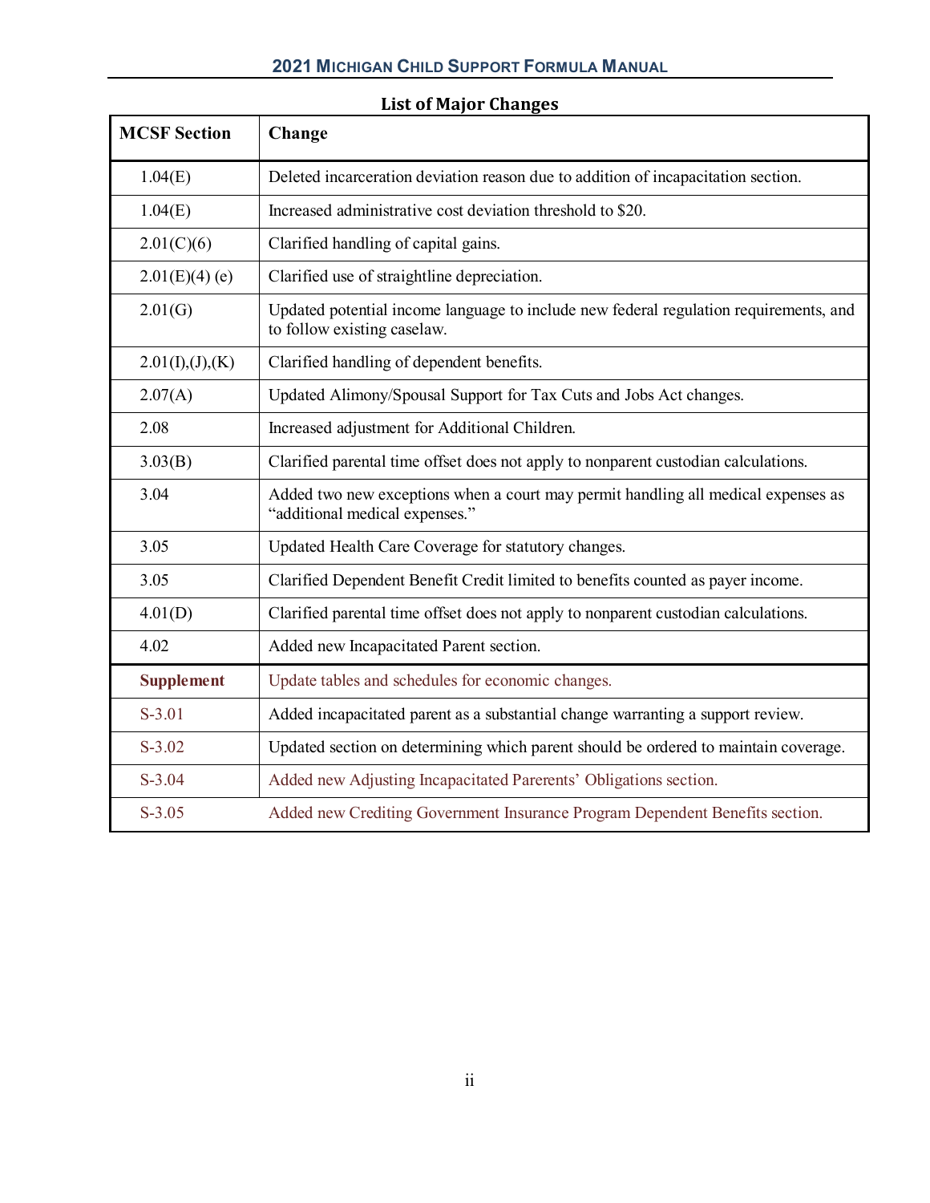## List of Major Changes

| MCSF Section | Change |
|---|---|
| 1.04(E) | Deleted incarceration deviation reason due to addition of incapacitation section. |
| 1.04(E) | Increased administrative cost deviation threshold to $20. |
| 2.01(C)(6) | Clarified handling of capital gains. |
| 2.01(E)(4) (e) | Clarified use of straightline depreciation. |
| 2.01(G) | Updated potential income language to include new federal regulation requirements, and to follow existing caselaw. |
| 2.01(I),(J),(K) | Clarified handling of dependent benefits. |
| 2.07(A) | Updated Alimony/Spousal Support for Tax Cuts and Jobs Act changes. |
| 2.08 | Increased adjustment for Additional Children. |
| 3.03(B) | Clarified parental time offset does not apply to nonparent custodian calculations. |
| 3.04 | Added two new exceptions when a court may permit handling all medical expenses as "additional medical expenses." |
| 3.05 | Updated Health Care Coverage for statutory changes. |
| 3.05 | Clarified Dependent Benefit Credit limited to benefits counted as payer income. |
| 4.01(D) | Clarified parental time offset does not apply to nonparent custodian calculations. |
| 4.02 | Added new Incapacitated Parent section. |
| **Supplement** | Update tables and schedules for economic changes. |
| S-3.01 | Added incapacitated parent as a substantial change warranting a support review. |
| S-3.02 | Updated section on determining which parent should be ordered to maintain coverage. |
| S-3.04 | Added new Adjusting Incapacitated Parents' Obligations section. |
| S-3.05 | Added new Crediting Government Insurance Program Dependent Benefits section. |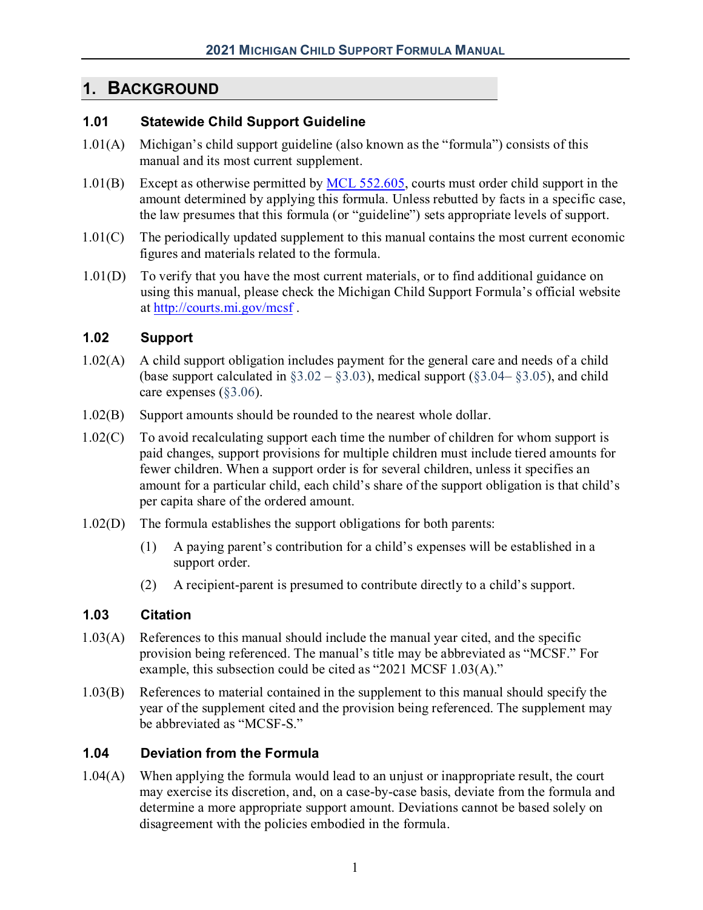# 1. Background

## 1.01 Statewide Child Support Guideline

1.01(A) Michigan's child support guideline (also known as the "formula") consists of this manual and its most current supplement.

1.01(B) Except as otherwise permitted by MCL 552.605, courts must order child support in the amount determined by applying this formula. Unless rebutted by facts in a specific case, the law presumes that this formula (or "guideline") sets appropriate levels of support.

1.01(C) The periodically updated supplement to this manual contains the most current economic figures and materials related to the formula.

1.01(D) To verify that you have the most current materials, or to find additional guidance on using this manual, please check the Michigan Child Support Formula's official website at http://courts.mi.gov/mcsf .

## 1.02 Support

1.02(A) A child support obligation includes payment for the general care and needs of a child (base support calculated in §3.02 – §3.03), medical support (§3.04– §3.05), and child care expenses (§3.06).

1.02(B) Support amounts should be rounded to the nearest whole dollar.

1.02(C) To avoid recalculating support each time the number of children for whom support is paid changes, support provisions for multiple children must include tiered amounts for fewer children. When a support order is for several children, unless it specifies an amount for a particular child, each child's share of the support obligation is that child's per capita share of the ordered amount.

1.02(D) The formula establishes the support obligations for both parents:

(1) A paying parent's contribution for a child's expenses will be established in a support order.

(2) A recipient-parent is presumed to contribute directly to a child's support.

## 1.03 Citation

1.03(A) References to this manual should include the manual year cited, and the specific provision being referenced. The manual's title may be abbreviated as "MCSF." For example, this subsection could be cited as "2021 MCSF 1.03(A)."

1.03(B) References to material contained in the supplement to this manual should specify the year of the supplement cited and the provision being referenced. The supplement may be abbreviated as "MCSF-S."

## 1.04 Deviation from the Formula

1.04(A) When applying the formula would lead to an unjust or inappropriate result, the court may exercise its discretion, and, on a case-by-case basis, deviate from the formula and determine a more appropriate support amount. Deviations cannot be based solely on disagreement with the policies embodied in the formula.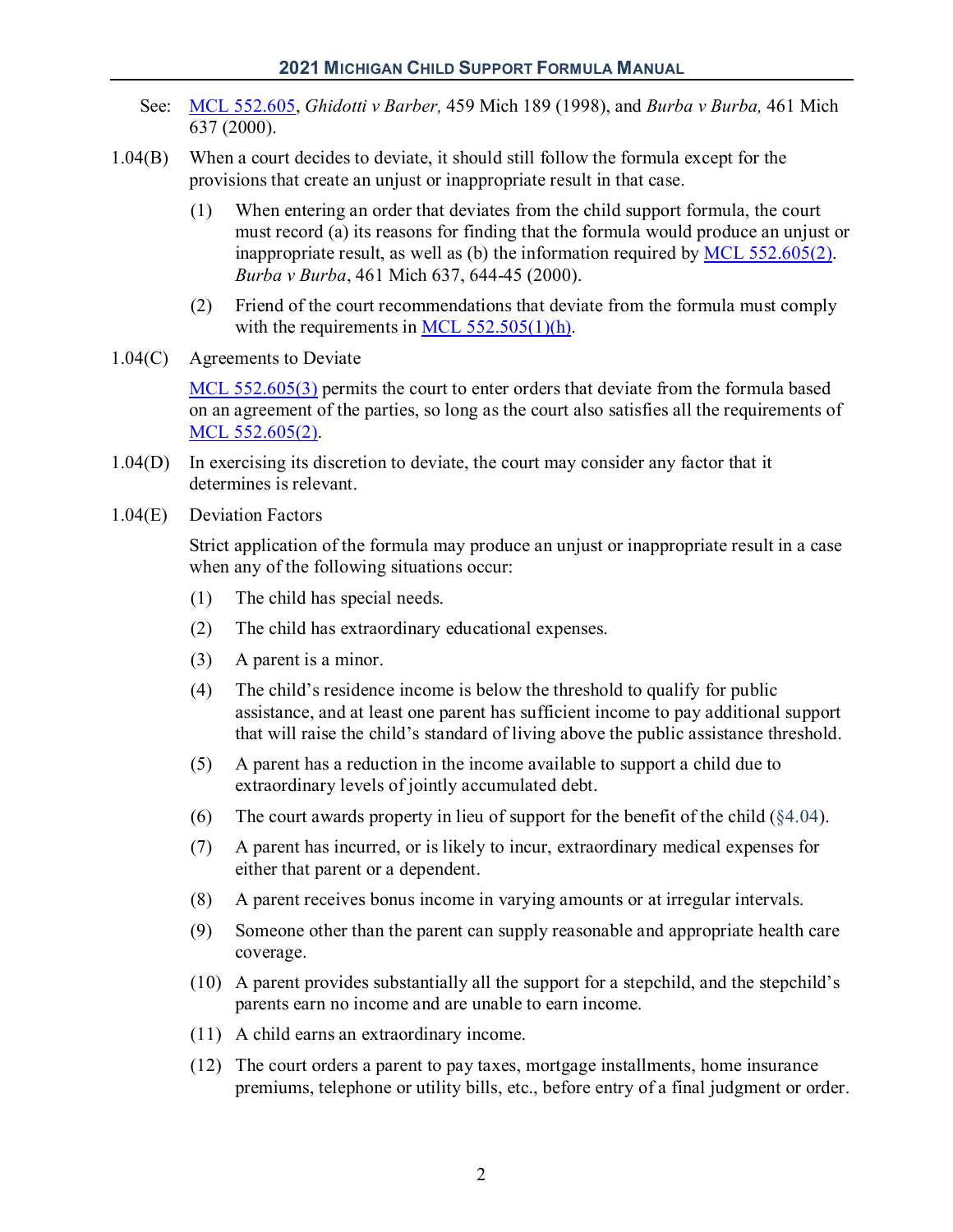See: MCL 552.605, *Ghidotti v Barber,* 459 Mich 189 (1998), and *Burba v Burba,* 461 Mich 637 (2000).

1.04(B) When a court decides to deviate, it should still follow the formula except for the provisions that create an unjust or inappropriate result in that case.

(1) When entering an order that deviates from the child support formula, the court must record (a) its reasons for finding that the formula would produce an unjust or inappropriate result, as well as (b) the information required by MCL 552.605(2). *Burba v Burba*, 461 Mich 637, 644-45 (2000).

(2) Friend of the court recommendations that deviate from the formula must comply with the requirements in MCL 552.505(1)(h).

1.04(C) Agreements to Deviate

MCL 552.605(3) permits the court to enter orders that deviate from the formula based on an agreement of the parties, so long as the court also satisfies all the requirements of MCL 552.605(2).

1.04(D) In exercising its discretion to deviate, the court may consider any factor that it determines is relevant.

1.04(E) Deviation Factors

Strict application of the formula may produce an unjust or inappropriate result in a case when any of the following situations occur:

(1) The child has special needs.

(2) The child has extraordinary educational expenses.

(3) A parent is a minor.

(4) The child's residence income is below the threshold to qualify for public assistance, and at least one parent has sufficient income to pay additional support that will raise the child's standard of living above the public assistance threshold.

(5) A parent has a reduction in the income available to support a child due to extraordinary levels of jointly accumulated debt.

(6) The court awards property in lieu of support for the benefit of the child (§4.04).

(7) A parent has incurred, or is likely to incur, extraordinary medical expenses for either that parent or a dependent.

(8) A parent receives bonus income in varying amounts or at irregular intervals.

(9) Someone other than the parent can supply reasonable and appropriate health care coverage.

(10) A parent provides substantially all the support for a stepchild, and the stepchild's parents earn no income and are unable to earn income.

(11) A child earns an extraordinary income.

(12) The court orders a parent to pay taxes, mortgage installments, home insurance premiums, telephone or utility bills, etc., before entry of a final judgment or order.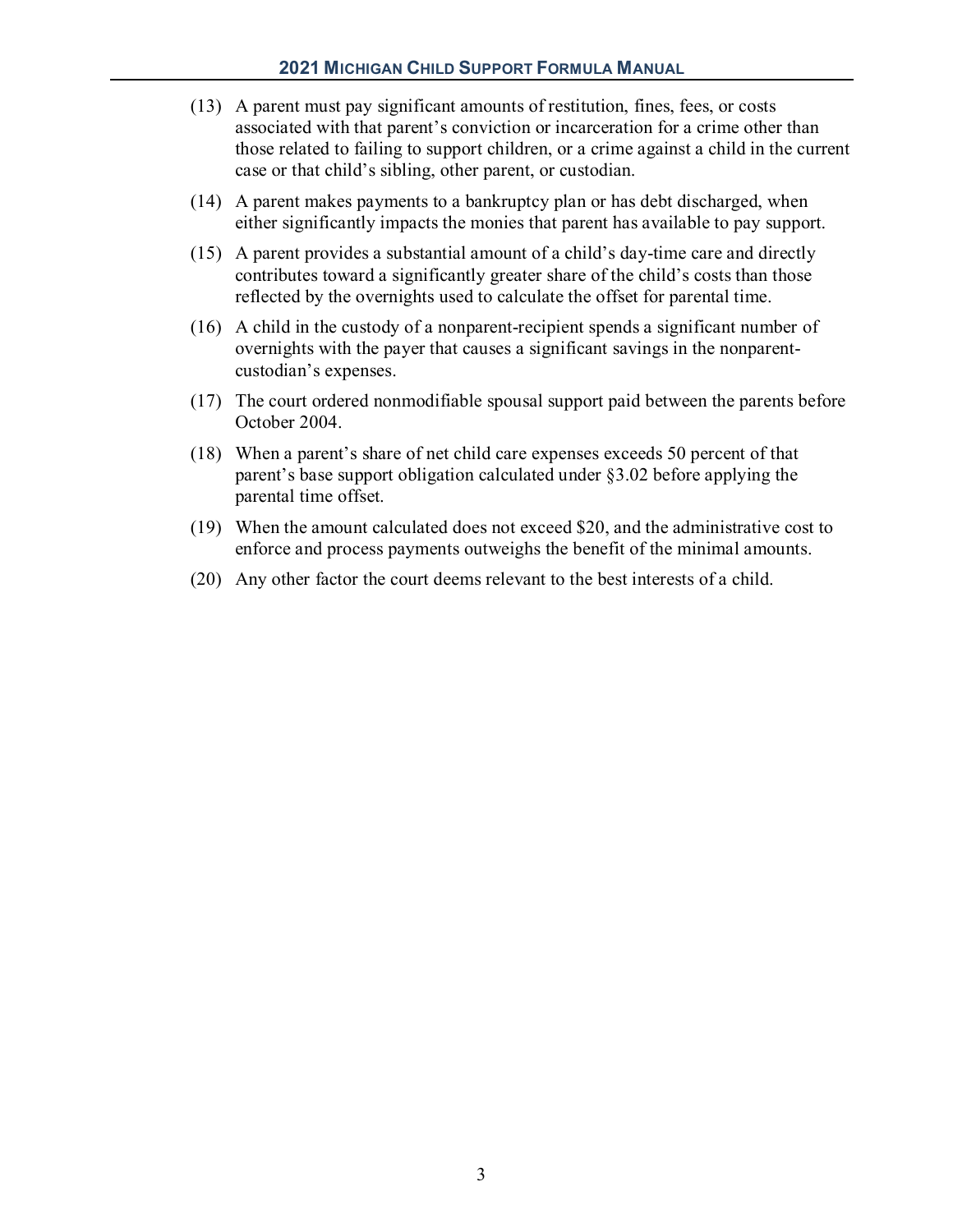(13) A parent must pay significant amounts of restitution, fines, fees, or costs associated with that parent's conviction or incarceration for a crime other than those related to failing to support children, or a crime against a child in the current case or that child's sibling, other parent, or custodian.

(14) A parent makes payments to a bankruptcy plan or has debt discharged, when either significantly impacts the monies that parent has available to pay support.

(15) A parent provides a substantial amount of a child's day-time care and directly contributes toward a significantly greater share of the child's costs than those reflected by the overnights used to calculate the offset for parental time.

(16) A child in the custody of a nonparent-recipient spends a significant number of overnights with the payer that causes a significant savings in the nonparent-custodian's expenses.

(17) The court ordered nonmodifiable spousal support paid between the parents before October 2004.

(18) When a parent's share of net child care expenses exceeds 50 percent of that parent's base support obligation calculated under §3.02 before applying the parental time offset.

(19) When the amount calculated does not exceed $20, and the administrative cost to enforce and process payments outweighs the benefit of the minimal amounts.

(20) Any other factor the court deems relevant to the best interests of a child.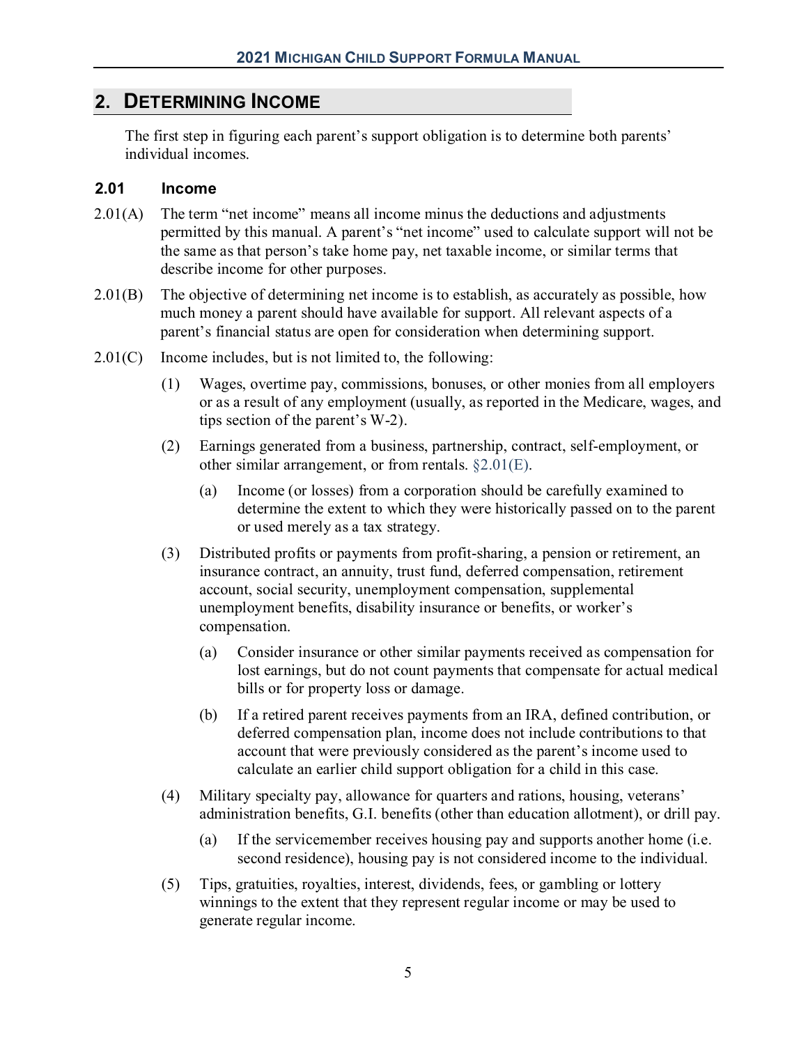## 2. DETERMINING INCOME

The first step in figuring each parent's support obligation is to determine both parents' individual incomes.

### 2.01 Income

2.01(A) The term "net income" means all income minus the deductions and adjustments permitted by this manual. A parent's "net income" used to calculate support will not be the same as that person's take home pay, net taxable income, or similar terms that describe income for other purposes.

2.01(B) The objective of determining net income is to establish, as accurately as possible, how much money a parent should have available for support. All relevant aspects of a parent's financial status are open for consideration when determining support.

2.01(C) Income includes, but is not limited to, the following:

(1) Wages, overtime pay, commissions, bonuses, or other monies from all employers or as a result of any employment (usually, as reported in the Medicare, wages, and tips section of the parent's W-2).

(2) Earnings generated from a business, partnership, contract, self-employment, or other similar arrangement, or from rentals. §2.01(E).

- (a) Income (or losses) from a corporation should be carefully examined to determine the extent to which they were historically passed on to the parent or used merely as a tax strategy.

(3) Distributed profits or payments from profit-sharing, a pension or retirement, an insurance contract, an annuity, trust fund, deferred compensation, retirement account, social security, unemployment compensation, supplemental unemployment benefits, disability insurance or benefits, or worker's compensation.

- (a) Consider insurance or other similar payments received as compensation for lost earnings, but do not count payments that compensate for actual medical bills or for property loss or damage.
- (b) If a retired parent receives payments from an IRA, defined contribution, or deferred compensation plan, income does not include contributions to that account that were previously considered as the parent's income used to calculate an earlier child support obligation for a child in this case.

(4) Military specialty pay, allowance for quarters and rations, housing, veterans' administration benefits, G.I. benefits (other than education allotment), or drill pay.

- (a) If the servicemember receives housing pay and supports another home (i.e. second residence), housing pay is not considered income to the individual.

(5) Tips, gratuities, royalties, interest, dividends, fees, or gambling or lottery winnings to the extent that they represent regular income or may be used to generate regular income.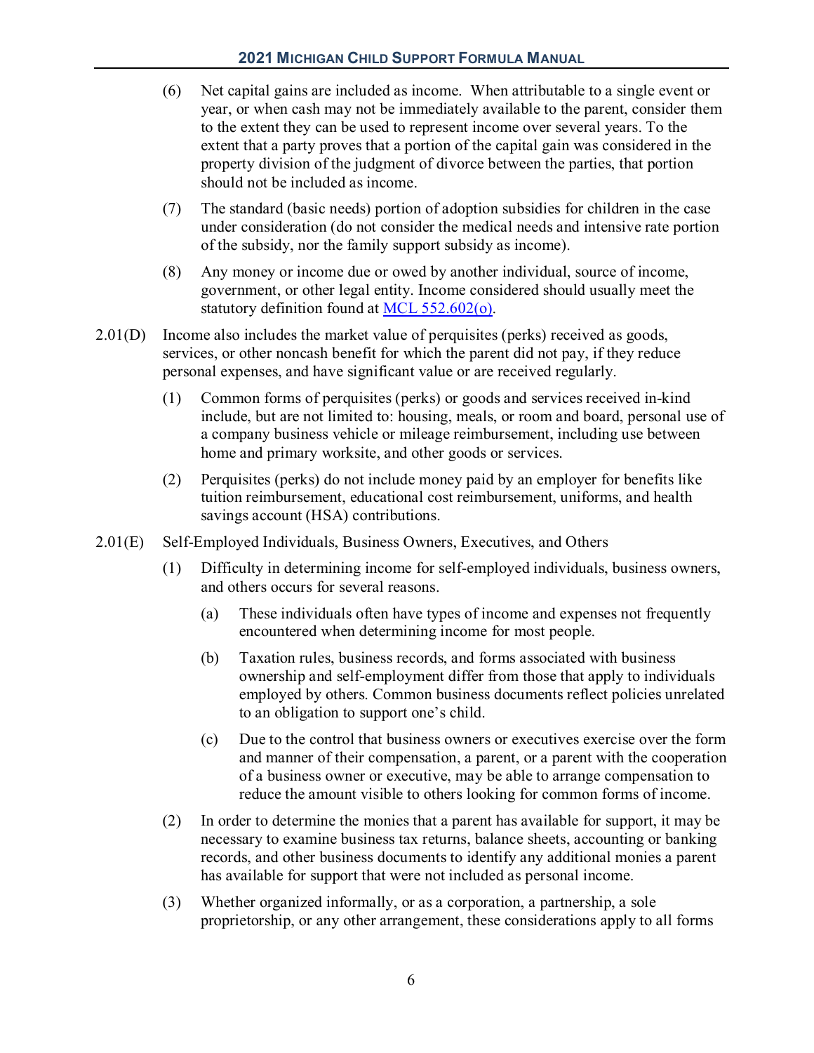(6) Net capital gains are included as income. When attributable to a single event or year, or when cash may not be immediately available to the parent, consider them to the extent they can be used to represent income over several years. To the extent that a party proves that a portion of the capital gain was considered in the property division of the judgment of divorce between the parties, that portion should not be included as income.

(7) The standard (basic needs) portion of adoption subsidies for children in the case under consideration (do not consider the medical needs and intensive rate portion of the subsidy, nor the family support subsidy as income).

(8) Any money or income due or owed by another individual, source of income, government, or other legal entity. Income considered should usually meet the statutory definition found at [MCL 552.602(o)](#).

2.01(D) Income also includes the market value of perquisites (perks) received as goods, services, or other noncash benefit for which the parent did not pay, if they reduce personal expenses, and have significant value or are received regularly.

(1) Common forms of perquisites (perks) or goods and services received in-kind include, but are not limited to: housing, meals, or room and board, personal use of a company business vehicle or mileage reimbursement, including use between home and primary worksite, and other goods or services.

(2) Perquisites (perks) do not include money paid by an employer for benefits like tuition reimbursement, educational cost reimbursement, uniforms, and health savings account (HSA) contributions.

2.01(E) Self-Employed Individuals, Business Owners, Executives, and Others

(1) Difficulty in determining income for self-employed individuals, business owners, and others occurs for several reasons.

(a) These individuals often have types of income and expenses not frequently encountered when determining income for most people.

(b) Taxation rules, business records, and forms associated with business ownership and self-employment differ from those that apply to individuals employed by others. Common business documents reflect policies unrelated to an obligation to support one's child.

(c) Due to the control that business owners or executives exercise over the form and manner of their compensation, a parent, or a parent with the cooperation of a business owner or executive, may be able to arrange compensation to reduce the amount visible to others looking for common forms of income.

(2) In order to determine the monies that a parent has available for support, it may be necessary to examine business tax returns, balance sheets, accounting or banking records, and other business documents to identify any additional monies a parent has available for support that were not included as personal income.

(3) Whether organized informally, or as a corporation, a partnership, a sole proprietorship, or any other arrangement, these considerations apply to all forms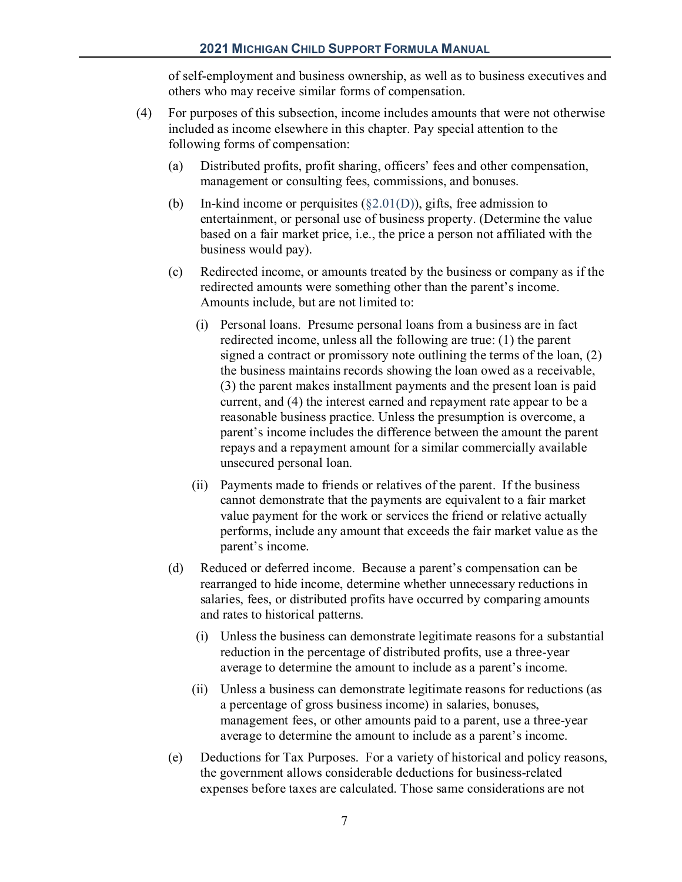of self-employment and business ownership, as well as to business executives and others who may receive similar forms of compensation.

(4) For purposes of this subsection, income includes amounts that were not otherwise included as income elsewhere in this chapter. Pay special attention to the following forms of compensation:

(a) Distributed profits, profit sharing, officers' fees and other compensation, management or consulting fees, commissions, and bonuses.

(b) In-kind income or perquisites (§2.01(D)), gifts, free admission to entertainment, or personal use of business property. (Determine the value based on a fair market price, i.e., the price a person not affiliated with the business would pay).

(c) Redirected income, or amounts treated by the business or company as if the redirected amounts were something other than the parent's income. Amounts include, but are not limited to:

(i) Personal loans. Presume personal loans from a business are in fact redirected income, unless all the following are true: (1) the parent signed a contract or promissory note outlining the terms of the loan, (2) the business maintains records showing the loan owed as a receivable, (3) the parent makes installment payments and the present loan is paid current, and (4) the interest earned and repayment rate appear to be a reasonable business practice. Unless the presumption is overcome, a parent's income includes the difference between the amount the parent repays and a repayment amount for a similar commercially available unsecured personal loan.

(ii) Payments made to friends or relatives of the parent. If the business cannot demonstrate that the payments are equivalent to a fair market value payment for the work or services the friend or relative actually performs, include any amount that exceeds the fair market value as the parent's income.

(d) Reduced or deferred income. Because a parent's compensation can be rearranged to hide income, determine whether unnecessary reductions in salaries, fees, or distributed profits have occurred by comparing amounts and rates to historical patterns.

(i) Unless the business can demonstrate legitimate reasons for a substantial reduction in the percentage of distributed profits, use a three-year average to determine the amount to include as a parent's income.

(ii) Unless a business can demonstrate legitimate reasons for reductions (as a percentage of gross business income) in salaries, bonuses, management fees, or other amounts paid to a parent, use a three-year average to determine the amount to include as a parent's income.

(e) Deductions for Tax Purposes. For a variety of historical and policy reasons, the government allows considerable deductions for business-related expenses before taxes are calculated. Those same considerations are not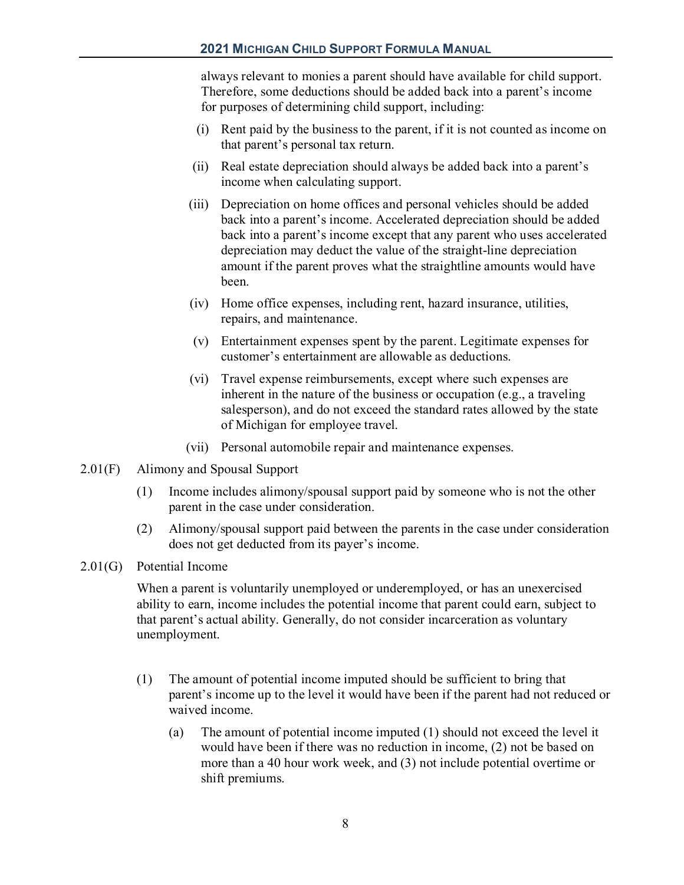always relevant to monies a parent should have available for child support. Therefore, some deductions should be added back into a parent's income for purposes of determining child support, including:

(i) Rent paid by the business to the parent, if it is not counted as income on that parent's personal tax return.

(ii) Real estate depreciation should always be added back into a parent's income when calculating support.

(iii) Depreciation on home offices and personal vehicles should be added back into a parent's income. Accelerated depreciation should be added back into a parent's income except that any parent who uses accelerated depreciation may deduct the value of the straight-line depreciation amount if the parent proves what the straightline amounts would have been.

(iv) Home office expenses, including rent, hazard insurance, utilities, repairs, and maintenance.

(v) Entertainment expenses spent by the parent. Legitimate expenses for customer's entertainment are allowable as deductions.

(vi) Travel expense reimbursements, except where such expenses are inherent in the nature of the business or occupation (e.g., a traveling salesperson), and do not exceed the standard rates allowed by the state of Michigan for employee travel.

(vii) Personal automobile repair and maintenance expenses.

2.01(F) Alimony and Spousal Support

(1) Income includes alimony/spousal support paid by someone who is not the other parent in the case under consideration.

(2) Alimony/spousal support paid between the parents in the case under consideration does not get deducted from its payer's income.

2.01(G) Potential Income

When a parent is voluntarily unemployed or underemployed, or has an unexercised ability to earn, income includes the potential income that parent could earn, subject to that parent's actual ability. Generally, do not consider incarceration as voluntary unemployment.

(1) The amount of potential income imputed should be sufficient to bring that parent's income up to the level it would have been if the parent had not reduced or waived income.

(a) The amount of potential income imputed (1) should not exceed the level it would have been if there was no reduction in income, (2) not be based on more than a 40 hour work week, and (3) not include potential overtime or shift premiums.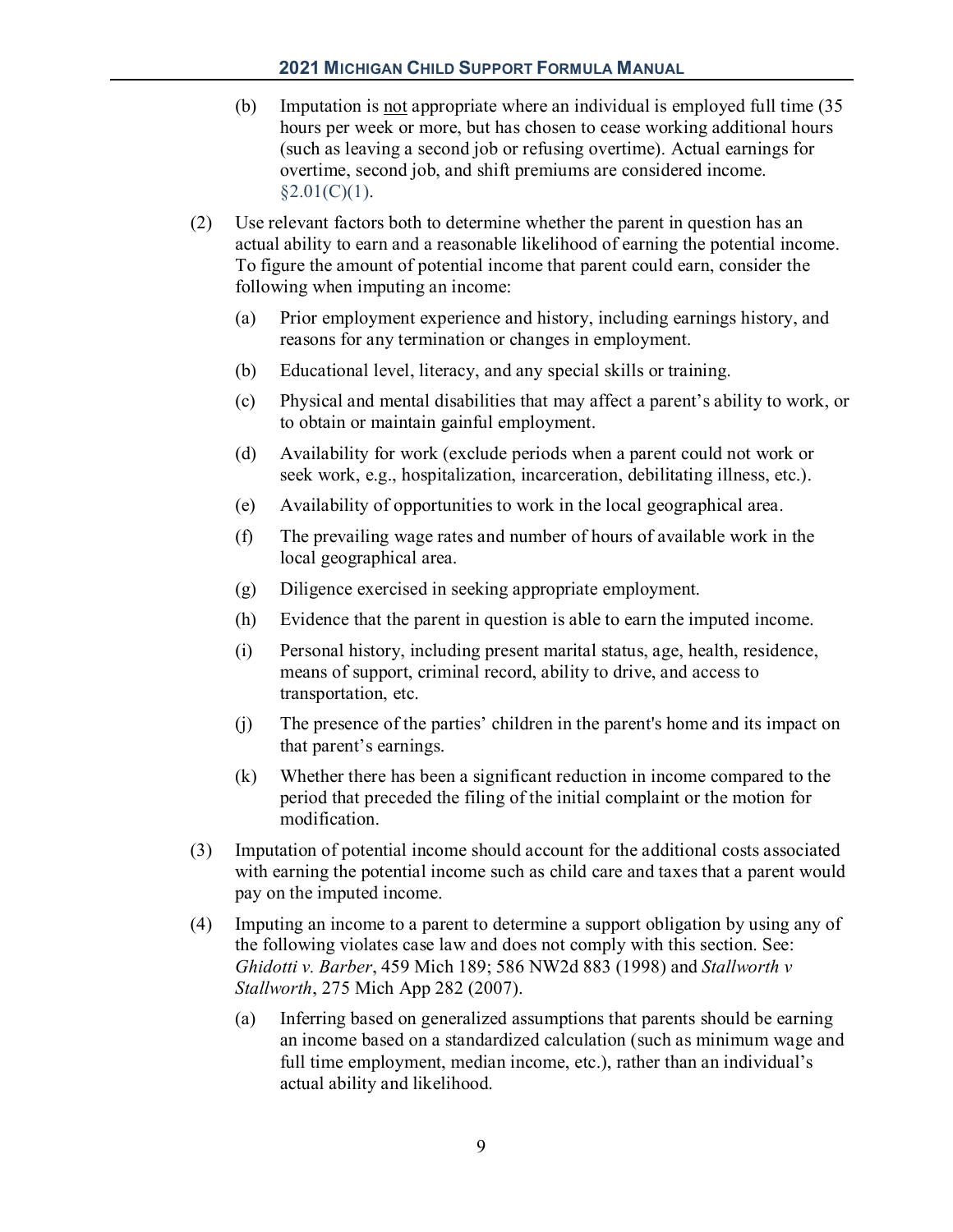(b) Imputation is <u>not</u> appropriate where an individual is employed full time (35 hours per week or more, but has chosen to cease working additional hours (such as leaving a second job or refusing overtime). Actual earnings for overtime, second job, and shift premiums are considered income. §2.01(C)(1).

(2) Use relevant factors both to determine whether the parent in question has an actual ability to earn and a reasonable likelihood of earning the potential income. To figure the amount of potential income that parent could earn, consider the following when imputing an income:

(a) Prior employment experience and history, including earnings history, and reasons for any termination or changes in employment.

(b) Educational level, literacy, and any special skills or training.

(c) Physical and mental disabilities that may affect a parent's ability to work, or to obtain or maintain gainful employment.

(d) Availability for work (exclude periods when a parent could not work or seek work, e.g., hospitalization, incarceration, debilitating illness, etc.).

(e) Availability of opportunities to work in the local geographical area.

(f) The prevailing wage rates and number of hours of available work in the local geographical area.

(g) Diligence exercised in seeking appropriate employment.

(h) Evidence that the parent in question is able to earn the imputed income.

(i) Personal history, including present marital status, age, health, residence, means of support, criminal record, ability to drive, and access to transportation, etc.

(j) The presence of the parties' children in the parent's home and its impact on that parent's earnings.

(k) Whether there has been a significant reduction in income compared to the period that preceded the filing of the initial complaint or the motion for modification.

(3) Imputation of potential income should account for the additional costs associated with earning the potential income such as child care and taxes that a parent would pay on the imputed income.

(4) Imputing an income to a parent to determine a support obligation by using any of the following violates case law and does not comply with this section. See: *Ghidotti v. Barber*, 459 Mich 189; 586 NW2d 883 (1998) and *Stallworth v Stallworth*, 275 Mich App 282 (2007).

(a) Inferring based on generalized assumptions that parents should be earning an income based on a standardized calculation (such as minimum wage and full time employment, median income, etc.), rather than an individual's actual ability and likelihood.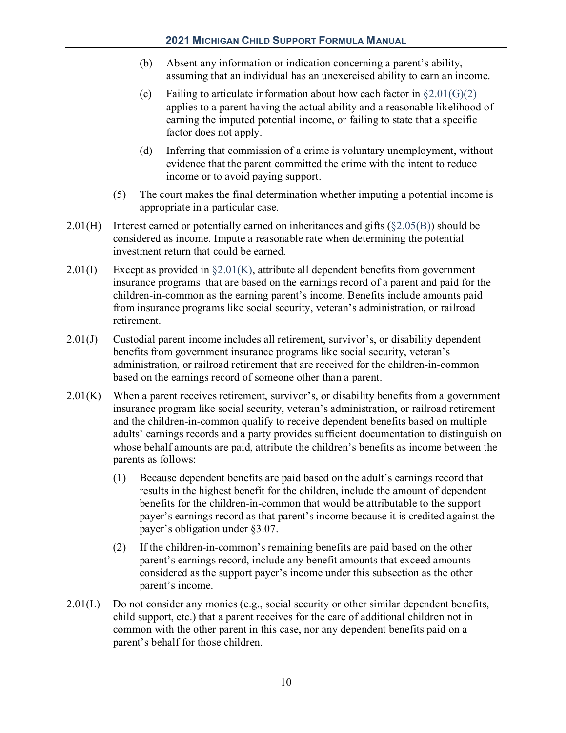(b) Absent any information or indication concerning a parent's ability, assuming that an individual has an unexercised ability to earn an income.

(c) Failing to articulate information about how each factor in §2.01(G)(2) applies to a parent having the actual ability and a reasonable likelihood of earning the imputed potential income, or failing to state that a specific factor does not apply.

(d) Inferring that commission of a crime is voluntary unemployment, without evidence that the parent committed the crime with the intent to reduce income or to avoid paying support.

(5) The court makes the final determination whether imputing a potential income is appropriate in a particular case.

2.01(H) Interest earned or potentially earned on inheritances and gifts (§2.05(B)) should be considered as income. Impute a reasonable rate when determining the potential investment return that could be earned.

2.01(I) Except as provided in §2.01(K), attribute all dependent benefits from government insurance programs that are based on the earnings record of a parent and paid for the children-in-common as the earning parent's income. Benefits include amounts paid from insurance programs like social security, veteran's administration, or railroad retirement.

2.01(J) Custodial parent income includes all retirement, survivor's, or disability dependent benefits from government insurance programs like social security, veteran's administration, or railroad retirement that are received for the children-in-common based on the earnings record of someone other than a parent.

2.01(K) When a parent receives retirement, survivor's, or disability benefits from a government insurance program like social security, veteran's administration, or railroad retirement and the children-in-common qualify to receive dependent benefits based on multiple adults' earnings records and a party provides sufficient documentation to distinguish on whose behalf amounts are paid, attribute the children's benefits as income between the parents as follows:

(1) Because dependent benefits are paid based on the adult's earnings record that results in the highest benefit for the children, include the amount of dependent benefits for the children-in-common that would be attributable to the support payer's earnings record as that parent's income because it is credited against the payer's obligation under §3.07.

(2) If the children-in-common's remaining benefits are paid based on the other parent's earnings record, include any benefit amounts that exceed amounts considered as the support payer's income under this subsection as the other parent's income.

2.01(L) Do not consider any monies (e.g., social security or other similar dependent benefits, child support, etc.) that a parent receives for the care of additional children not in common with the other parent in this case, nor any dependent benefits paid on a parent's behalf for those children.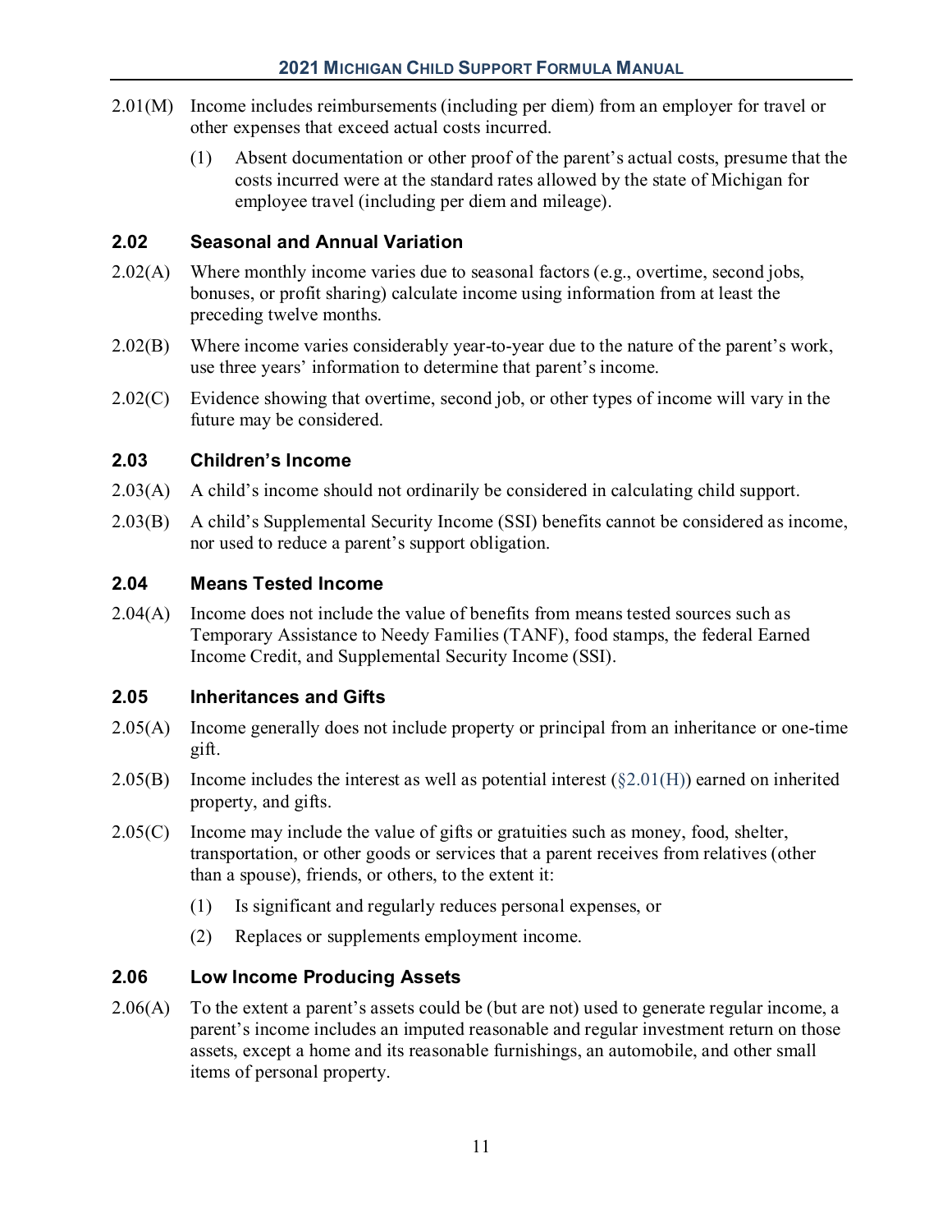2.01(M) Income includes reimbursements (including per diem) from an employer for travel or other expenses that exceed actual costs incurred.

(1) Absent documentation or other proof of the parent's actual costs, presume that the costs incurred were at the standard rates allowed by the state of Michigan for employee travel (including per diem and mileage).

### 2.02 Seasonal and Annual Variation

2.02(A) Where monthly income varies due to seasonal factors (e.g., overtime, second jobs, bonuses, or profit sharing) calculate income using information from at least the preceding twelve months.

2.02(B) Where income varies considerably year-to-year due to the nature of the parent's work, use three years' information to determine that parent's income.

2.02(C) Evidence showing that overtime, second job, or other types of income will vary in the future may be considered.

### 2.03 Children's Income

2.03(A) A child's income should not ordinarily be considered in calculating child support.

2.03(B) A child's Supplemental Security Income (SSI) benefits cannot be considered as income, nor used to reduce a parent's support obligation.

### 2.04 Means Tested Income

2.04(A) Income does not include the value of benefits from means tested sources such as Temporary Assistance to Needy Families (TANF), food stamps, the federal Earned Income Credit, and Supplemental Security Income (SSI).

### 2.05 Inheritances and Gifts

2.05(A) Income generally does not include property or principal from an inheritance or one-time gift.

2.05(B) Income includes the interest as well as potential interest (§2.01(H)) earned on inherited property, and gifts.

2.05(C) Income may include the value of gifts or gratuities such as money, food, shelter, transportation, or other goods or services that a parent receives from relatives (other than a spouse), friends, or others, to the extent it:

(1) Is significant and regularly reduces personal expenses, or

(2) Replaces or supplements employment income.

### 2.06 Low Income Producing Assets

2.06(A) To the extent a parent's assets could be (but are not) used to generate regular income, a parent's income includes an imputed reasonable and regular investment return on those assets, except a home and its reasonable furnishings, an automobile, and other small items of personal property.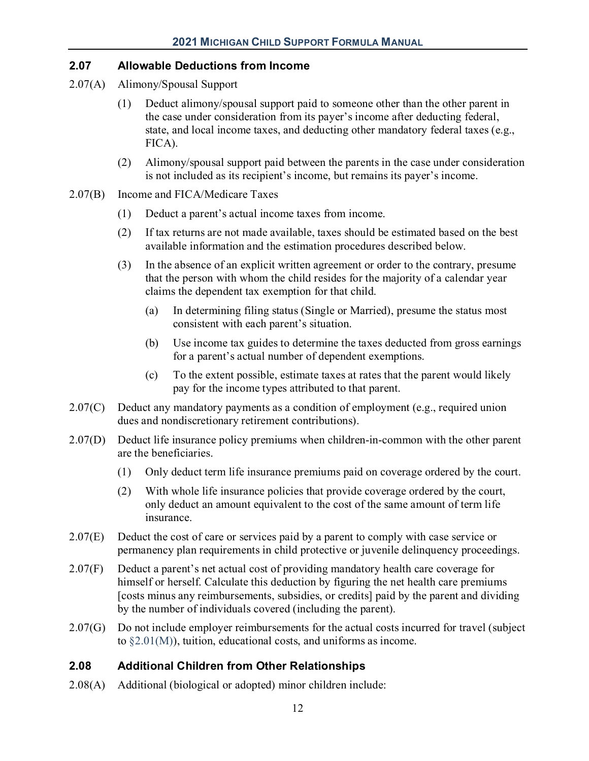## 2.07 Allowable Deductions from Income

2.07(A) Alimony/Spousal Support

(1) Deduct alimony/spousal support paid to someone other than the other parent in the case under consideration from its payer's income after deducting federal, state, and local income taxes, and deducting other mandatory federal taxes (e.g., FICA).

(2) Alimony/spousal support paid between the parents in the case under consideration is not included as its recipient's income, but remains its payer's income.

2.07(B) Income and FICA/Medicare Taxes

(1) Deduct a parent's actual income taxes from income.

(2) If tax returns are not made available, taxes should be estimated based on the best available information and the estimation procedures described below.

(3) In the absence of an explicit written agreement or order to the contrary, presume that the person with whom the child resides for the majority of a calendar year claims the dependent tax exemption for that child.

(a) In determining filing status (Single or Married), presume the status most consistent with each parent's situation.

(b) Use income tax guides to determine the taxes deducted from gross earnings for a parent's actual number of dependent exemptions.

(c) To the extent possible, estimate taxes at rates that the parent would likely pay for the income types attributed to that parent.

2.07(C) Deduct any mandatory payments as a condition of employment (e.g., required union dues and nondiscretionary retirement contributions).

2.07(D) Deduct life insurance policy premiums when children-in-common with the other parent are the beneficiaries.

(1) Only deduct term life insurance premiums paid on coverage ordered by the court.

(2) With whole life insurance policies that provide coverage ordered by the court, only deduct an amount equivalent to the cost of the same amount of term life insurance.

2.07(E) Deduct the cost of care or services paid by a parent to comply with case service or permanency plan requirements in child protective or juvenile delinquency proceedings.

2.07(F) Deduct a parent's net actual cost of providing mandatory health care coverage for himself or herself. Calculate this deduction by figuring the net health care premiums [costs minus any reimbursements, subsidies, or credits] paid by the parent and dividing by the number of individuals covered (including the parent).

2.07(G) Do not include employer reimbursements for the actual costs incurred for travel (subject to §2.01(M)), tuition, educational costs, and uniforms as income.

## 2.08 Additional Children from Other Relationships

2.08(A) Additional (biological or adopted) minor children include: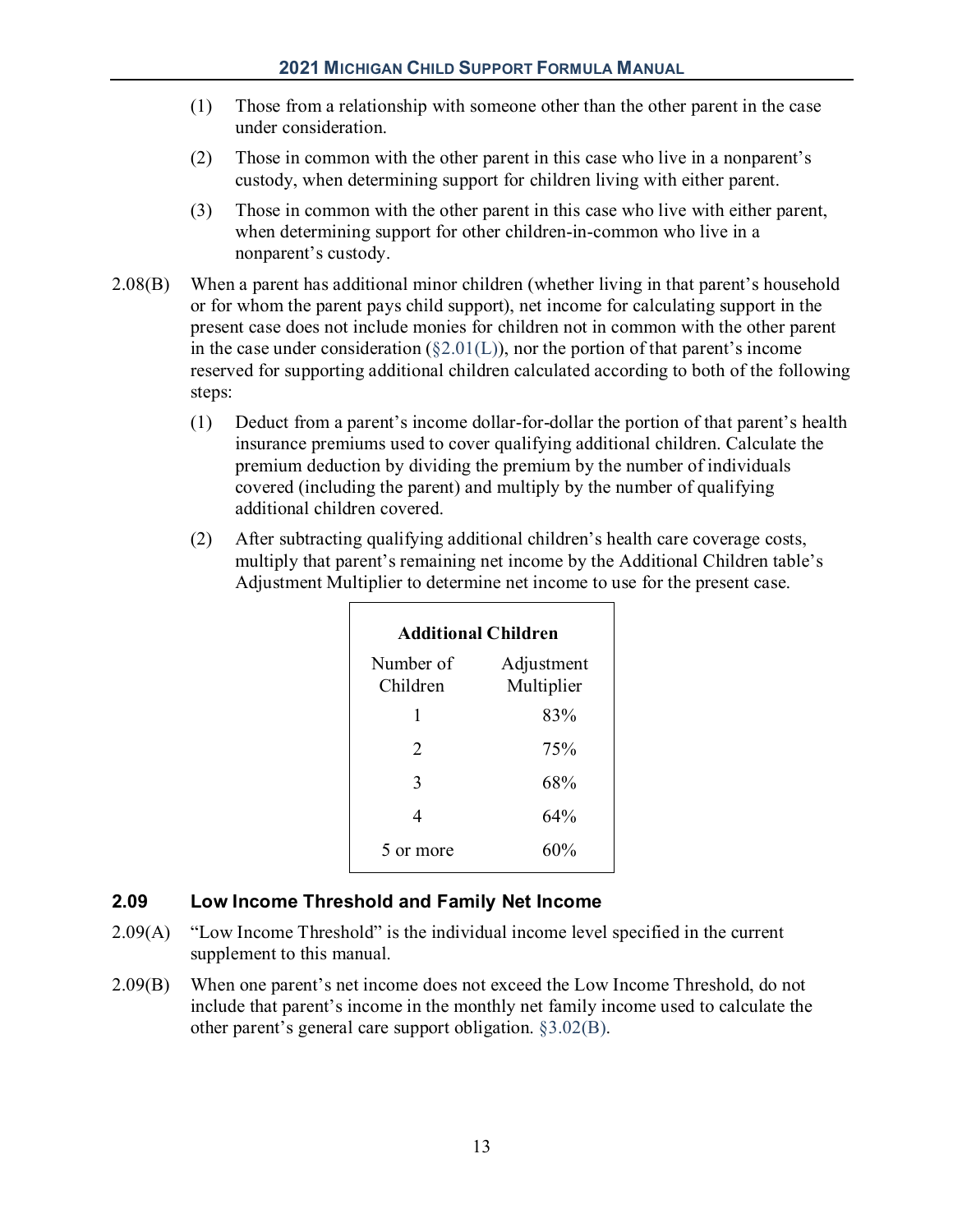(1) Those from a relationship with someone other than the other parent in the case under consideration.

(2) Those in common with the other parent in this case who live in a nonparent's custody, when determining support for children living with either parent.

(3) Those in common with the other parent in this case who live with either parent, when determining support for other children-in-common who live in a nonparent's custody.

2.08(B) When a parent has additional minor children (whether living in that parent's household or for whom the parent pays child support), net income for calculating support in the present case does not include monies for children not in common with the other parent in the case under consideration (§2.01(L)), nor the portion of that parent's income reserved for supporting additional children calculated according to both of the following steps:

(1) Deduct from a parent's income dollar-for-dollar the portion of that parent's health insurance premiums used to cover qualifying additional children. Calculate the premium deduction by dividing the premium by the number of individuals covered (including the parent) and multiply by the number of qualifying additional children covered.

(2) After subtracting qualifying additional children's health care coverage costs, multiply that parent's remaining net income by the Additional Children table's Adjustment Multiplier to determine net income to use for the present case.

| **Additional Children** | |
|---|---|
| Number of Children | Adjustment Multiplier |
| 1 | 83% |
| 2 | 75% |
| 3 | 68% |
| 4 | 64% |
| 5 or more | 60% |

### 2.09 Low Income Threshold and Family Net Income

2.09(A) "Low Income Threshold" is the individual income level specified in the current supplement to this manual.

2.09(B) When one parent's net income does not exceed the Low Income Threshold, do not include that parent's income in the monthly net family income used to calculate the other parent's general care support obligation. §3.02(B).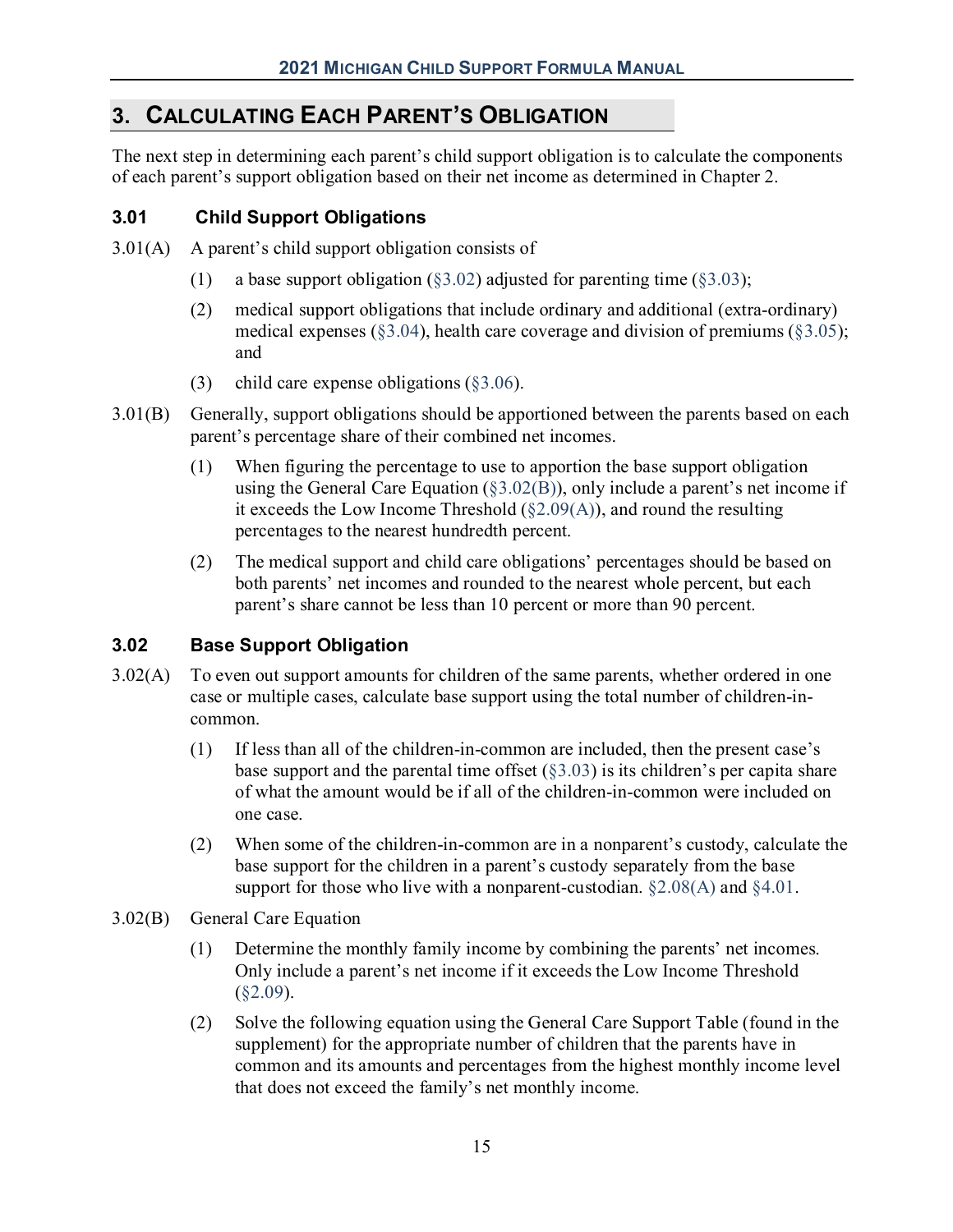## 3. Calculating Each Parent's Obligation

The next step in determining each parent's child support obligation is to calculate the components of each parent's support obligation based on their net income as determined in Chapter 2.

### 3.01 Child Support Obligations

3.01(A) A parent's child support obligation consists of

(1) a base support obligation (§3.02) adjusted for parenting time (§3.03);

(2) medical support obligations that include ordinary and additional (extra-ordinary) medical expenses (§3.04), health care coverage and division of premiums (§3.05); and

(3) child care expense obligations (§3.06).

3.01(B) Generally, support obligations should be apportioned between the parents based on each parent's percentage share of their combined net incomes.

(1) When figuring the percentage to use to apportion the base support obligation using the General Care Equation (§3.02(B)), only include a parent's net income if it exceeds the Low Income Threshold (§2.09(A)), and round the resulting percentages to the nearest hundredth percent.

(2) The medical support and child care obligations' percentages should be based on both parents' net incomes and rounded to the nearest whole percent, but each parent's share cannot be less than 10 percent or more than 90 percent.

### 3.02 Base Support Obligation

3.02(A) To even out support amounts for children of the same parents, whether ordered in one case or multiple cases, calculate base support using the total number of children-in-common.

(1) If less than all of the children-in-common are included, then the present case's base support and the parental time offset (§3.03) is its children's per capita share of what the amount would be if all of the children-in-common were included on one case.

(2) When some of the children-in-common are in a nonparent's custody, calculate the base support for the children in a parent's custody separately from the base support for those who live with a nonparent-custodian. §2.08(A) and §4.01.

3.02(B) General Care Equation

(1) Determine the monthly family income by combining the parents' net incomes. Only include a parent's net income if it exceeds the Low Income Threshold (§2.09).

(2) Solve the following equation using the General Care Support Table (found in the supplement) for the appropriate number of children that the parents have in common and its amounts and percentages from the highest monthly income level that does not exceed the family's net monthly income.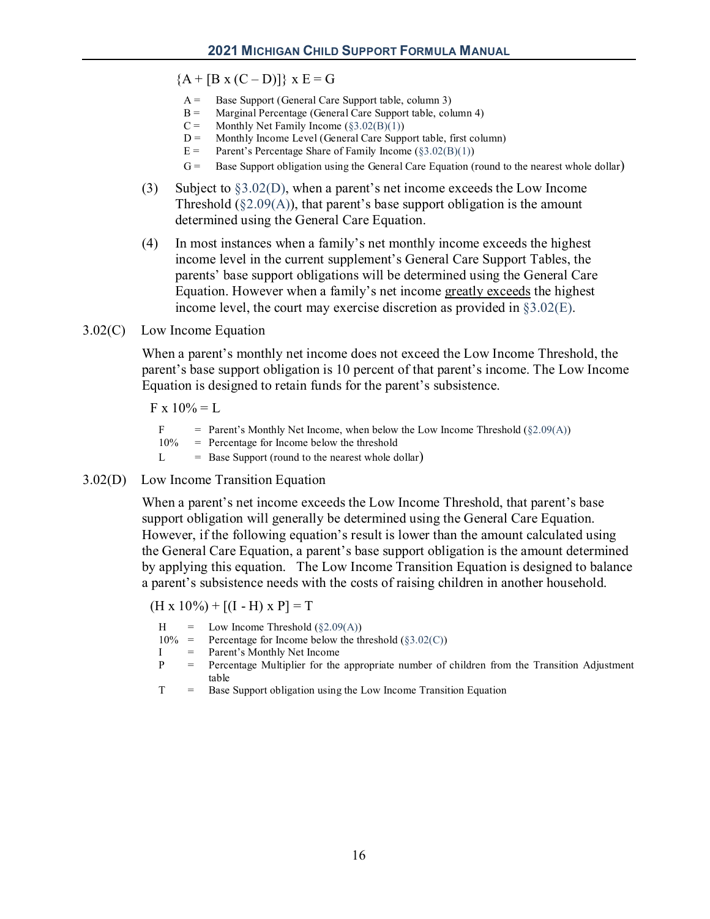$$\{A + [B \times (C - D)]\} \times E = G$$

- A = Base Support (General Care Support table, column 3)
- B = Marginal Percentage (General Care Support table, column 4)
- C = Monthly Net Family Income (§3.02(B)(1))
- D = Monthly Income Level (General Care Support table, first column)
- E = Parent's Percentage Share of Family Income (§3.02(B)(1))
- G = Base Support obligation using the General Care Equation (round to the nearest whole dollar)

(3) Subject to §3.02(D), when a parent's net income exceeds the Low Income Threshold (§2.09(A)), that parent's base support obligation is the amount determined using the General Care Equation.

(4) In most instances when a family's net monthly income exceeds the highest income level in the current supplement's General Care Support Tables, the parents' base support obligations will be determined using the General Care Equation. However when a family's net income <u>greatly exceeds</u> the highest income level, the court may exercise discretion as provided in §3.02(E).

## 3.02(C) Low Income Equation

When a parent's monthly net income does not exceed the Low Income Threshold, the parent's base support obligation is 10 percent of that parent's income. The Low Income Equation is designed to retain funds for the parent's subsistence.

$$F \times 10\% = L$$

- F = Parent's Monthly Net Income, when below the Low Income Threshold (§2.09(A))
- 10% = Percentage for Income below the threshold
- L = Base Support (round to the nearest whole dollar)

## 3.02(D) Low Income Transition Equation

When a parent's net income exceeds the Low Income Threshold, that parent's base support obligation will generally be determined using the General Care Equation. However, if the following equation's result is lower than the amount calculated using the General Care Equation, a parent's base support obligation is the amount determined by applying this equation. The Low Income Transition Equation is designed to balance a parent's subsistence needs with the costs of raising children in another household.

$$(H \times 10\%) + [(I - H) \times P] = T$$

- H = Low Income Threshold (§2.09(A))
- 10% = Percentage for Income below the threshold (§3.02(C))
- I = Parent's Monthly Net Income
- P = Percentage Multiplier for the appropriate number of children from the Transition Adjustment table
- T = Base Support obligation using the Low Income Transition Equation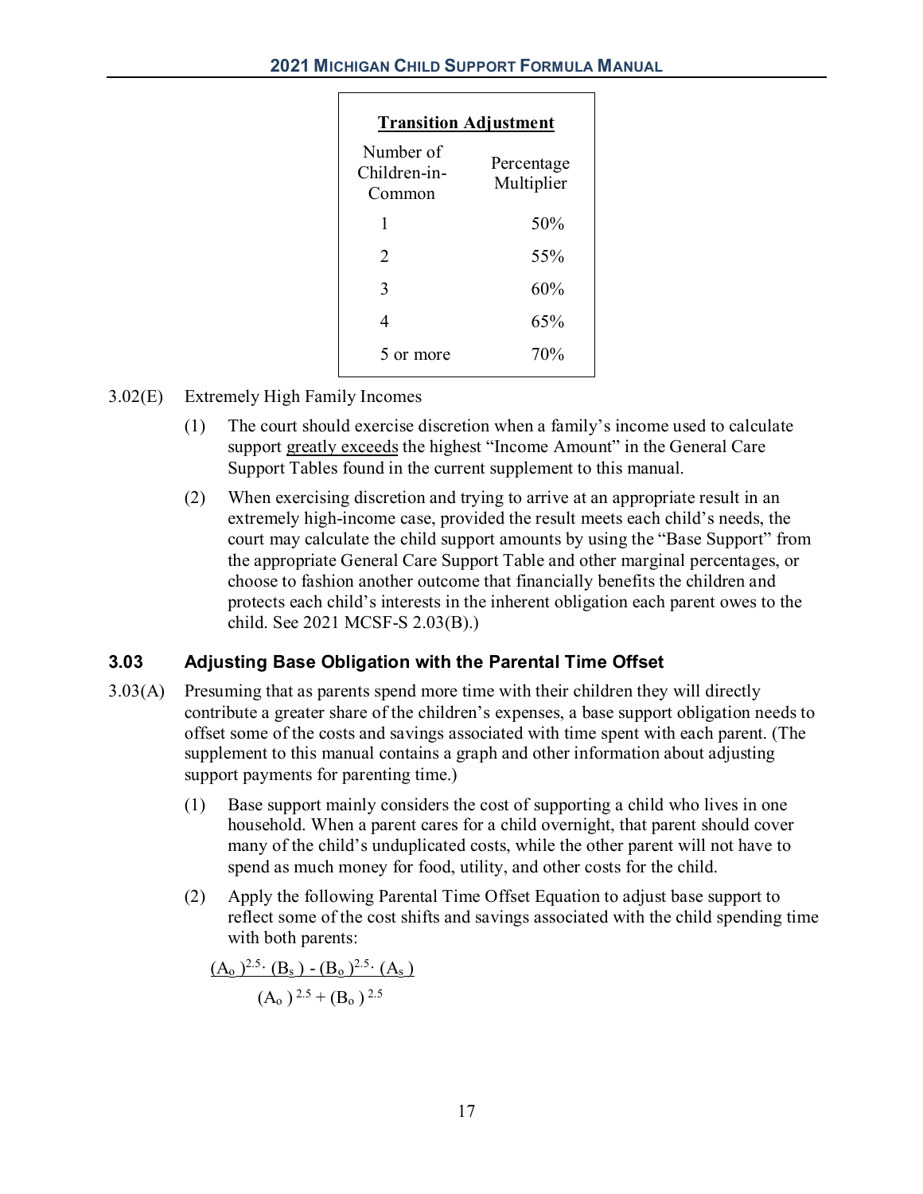**Transition Adjustment**

| Number of Children-in-Common | Percentage Multiplier |
|---|---|
| 1 | 50% |
| 2 | 55% |
| 3 | 60% |
| 4 | 65% |
| 5 or more | 70% |

3.02(E) Extremely High Family Incomes

(1) The court should exercise discretion when a family's income used to calculate support greatly exceeds the highest "Income Amount" in the General Care Support Tables found in the current supplement to this manual.

(2) When exercising discretion and trying to arrive at an appropriate result in an extremely high-income case, provided the result meets each child's needs, the court may calculate the child support amounts by using the "Base Support" from the appropriate General Care Support Table and other marginal percentages, or choose to fashion another outcome that financially benefits the children and protects each child's interests in the inherent obligation each parent owes to the child. See 2021 MCSF-S 2.03(B).)

### 3.03 Adjusting Base Obligation with the Parental Time Offset

3.03(A) Presuming that as parents spend more time with their children they will directly contribute a greater share of the children's expenses, a base support obligation needs to offset some of the costs and savings associated with time spent with each parent. (The supplement to this manual contains a graph and other information about adjusting support payments for parenting time.)

(1) Base support mainly considers the cost of supporting a child who lives in one household. When a parent cares for a child overnight, that parent should cover many of the child's unduplicated costs, while the other parent will not have to spend as much money for food, utility, and other costs for the child.

(2) Apply the following Parental Time Offset Equation to adjust base support to reflect some of the cost shifts and savings associated with the child spending time with both parents:

$$\frac{(A_o)^{2.5} \cdot (B_s) - (B_o)^{2.5} \cdot (A_s)}{(A_o)^{2.5} + (B_o)^{2.5}}$$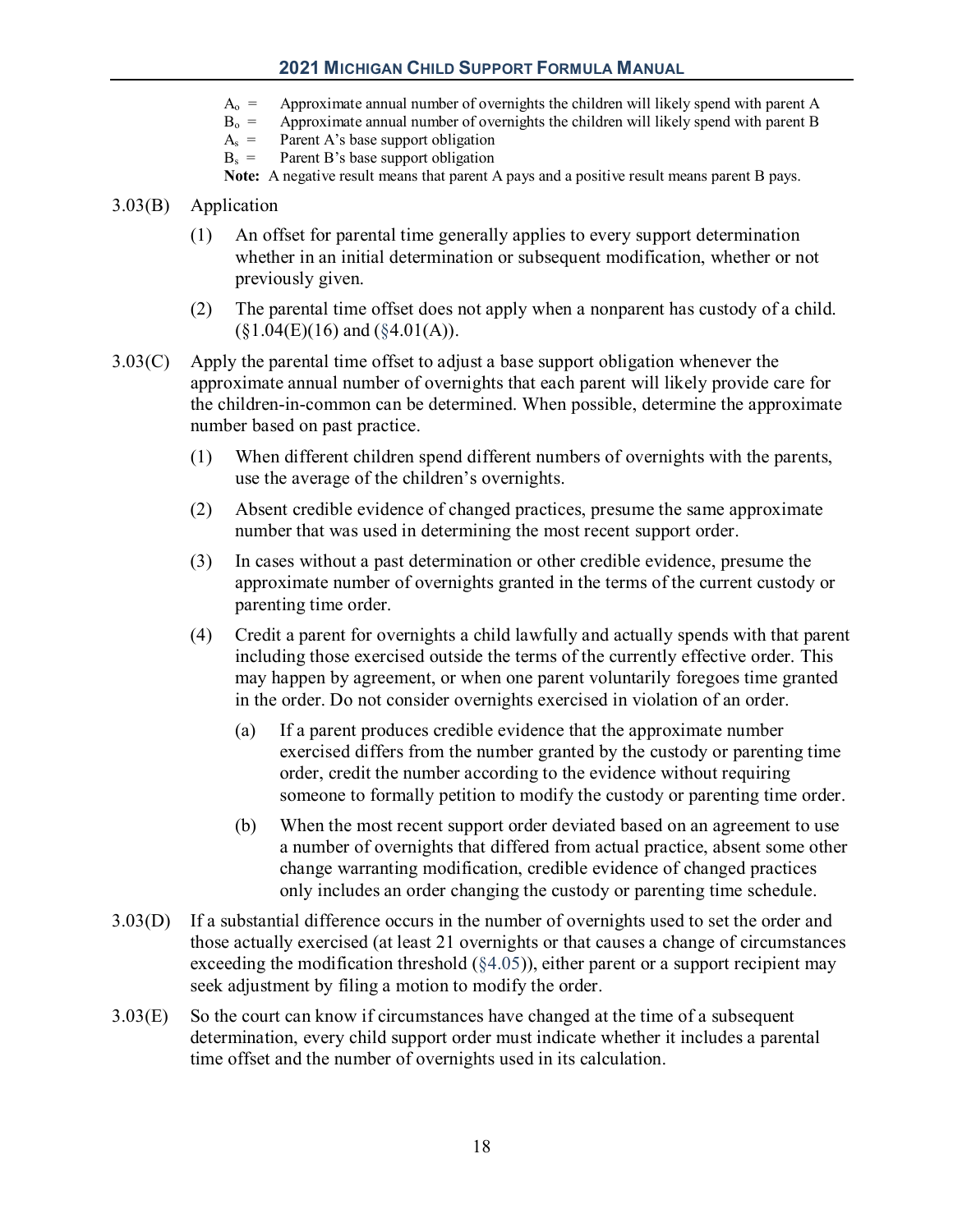$A_o$ = Approximate annual number of overnights the children will likely spend with parent A
$B_o$ = Approximate annual number of overnights the children will likely spend with parent B
$A_s$ = Parent A's base support obligation
$B_s$ = Parent B's base support obligation

**Note:** A negative result means that parent A pays and a positive result means parent B pays.

3.03(B) Application

(1) An offset for parental time generally applies to every support determination whether in an initial determination or subsequent modification, whether or not previously given.

(2) The parental time offset does not apply when a nonparent has custody of a child. (§1.04(E)(16) and (§4.01(A)).

3.03(C) Apply the parental time offset to adjust a base support obligation whenever the approximate annual number of overnights that each parent will likely provide care for the children-in-common can be determined. When possible, determine the approximate number based on past practice.

(1) When different children spend different numbers of overnights with the parents, use the average of the children's overnights.

(2) Absent credible evidence of changed practices, presume the same approximate number that was used in determining the most recent support order.

(3) In cases without a past determination or other credible evidence, presume the approximate number of overnights granted in the terms of the current custody or parenting time order.

(4) Credit a parent for overnights a child lawfully and actually spends with that parent including those exercised outside the terms of the currently effective order. This may happen by agreement, or when one parent voluntarily foregoes time granted in the order. Do not consider overnights exercised in violation of an order.

(a) If a parent produces credible evidence that the approximate number exercised differs from the number granted by the custody or parenting time order, credit the number according to the evidence without requiring someone to formally petition to modify the custody or parenting time order.

(b) When the most recent support order deviated based on an agreement to use a number of overnights that differed from actual practice, absent some other change warranting modification, credible evidence of changed practices only includes an order changing the custody or parenting time schedule.

3.03(D) If a substantial difference occurs in the number of overnights used to set the order and those actually exercised (at least 21 overnights or that causes a change of circumstances exceeding the modification threshold (§4.05)), either parent or a support recipient may seek adjustment by filing a motion to modify the order.

3.03(E) So the court can know if circumstances have changed at the time of a subsequent determination, every child support order must indicate whether it includes a parental time offset and the number of overnights used in its calculation.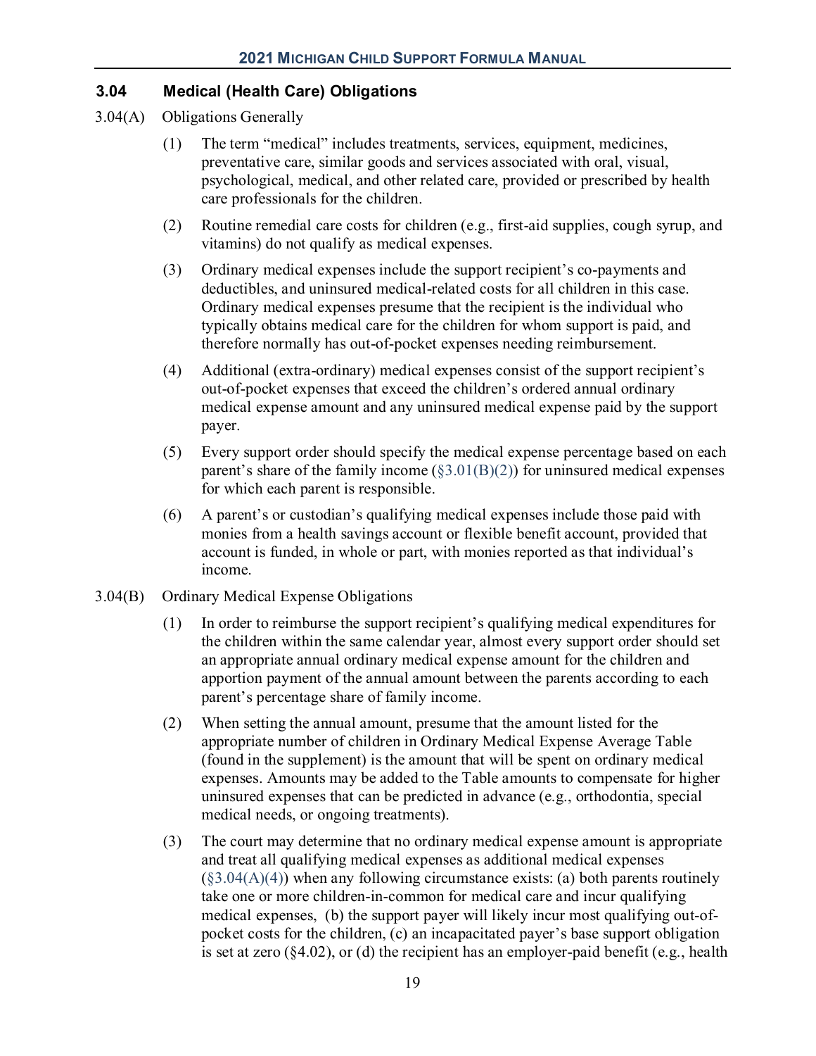### 3.04 Medical (Health Care) Obligations

3.04(A) Obligations Generally

(1) The term "medical" includes treatments, services, equipment, medicines, preventative care, similar goods and services associated with oral, visual, psychological, medical, and other related care, provided or prescribed by health care professionals for the children.

(2) Routine remedial care costs for children (e.g., first-aid supplies, cough syrup, and vitamins) do not qualify as medical expenses.

(3) Ordinary medical expenses include the support recipient's co-payments and deductibles, and uninsured medical-related costs for all children in this case. Ordinary medical expenses presume that the recipient is the individual who typically obtains medical care for the children for whom support is paid, and therefore normally has out-of-pocket expenses needing reimbursement.

(4) Additional (extra-ordinary) medical expenses consist of the support recipient's out-of-pocket expenses that exceed the children's ordered annual ordinary medical expense amount and any uninsured medical expense paid by the support payer.

(5) Every support order should specify the medical expense percentage based on each parent's share of the family income (§3.01(B)(2)) for uninsured medical expenses for which each parent is responsible.

(6) A parent's or custodian's qualifying medical expenses include those paid with monies from a health savings account or flexible benefit account, provided that account is funded, in whole or part, with monies reported as that individual's income.

3.04(B) Ordinary Medical Expense Obligations

(1) In order to reimburse the support recipient's qualifying medical expenditures for the children within the same calendar year, almost every support order should set an appropriate annual ordinary medical expense amount for the children and apportion payment of the annual amount between the parents according to each parent's percentage share of family income.

(2) When setting the annual amount, presume that the amount listed for the appropriate number of children in Ordinary Medical Expense Average Table (found in the supplement) is the amount that will be spent on ordinary medical expenses. Amounts may be added to the Table amounts to compensate for higher uninsured expenses that can be predicted in advance (e.g., orthodontia, special medical needs, or ongoing treatments).

(3) The court may determine that no ordinary medical expense amount is appropriate and treat all qualifying medical expenses as additional medical expenses (§3.04(A)(4)) when any following circumstance exists: (a) both parents routinely take one or more children-in-common for medical care and incur qualifying medical expenses, (b) the support payer will likely incur most qualifying out-of-pocket costs for the children, (c) an incapacitated payer's base support obligation is set at zero (§4.02), or (d) the recipient has an employer-paid benefit (e.g., health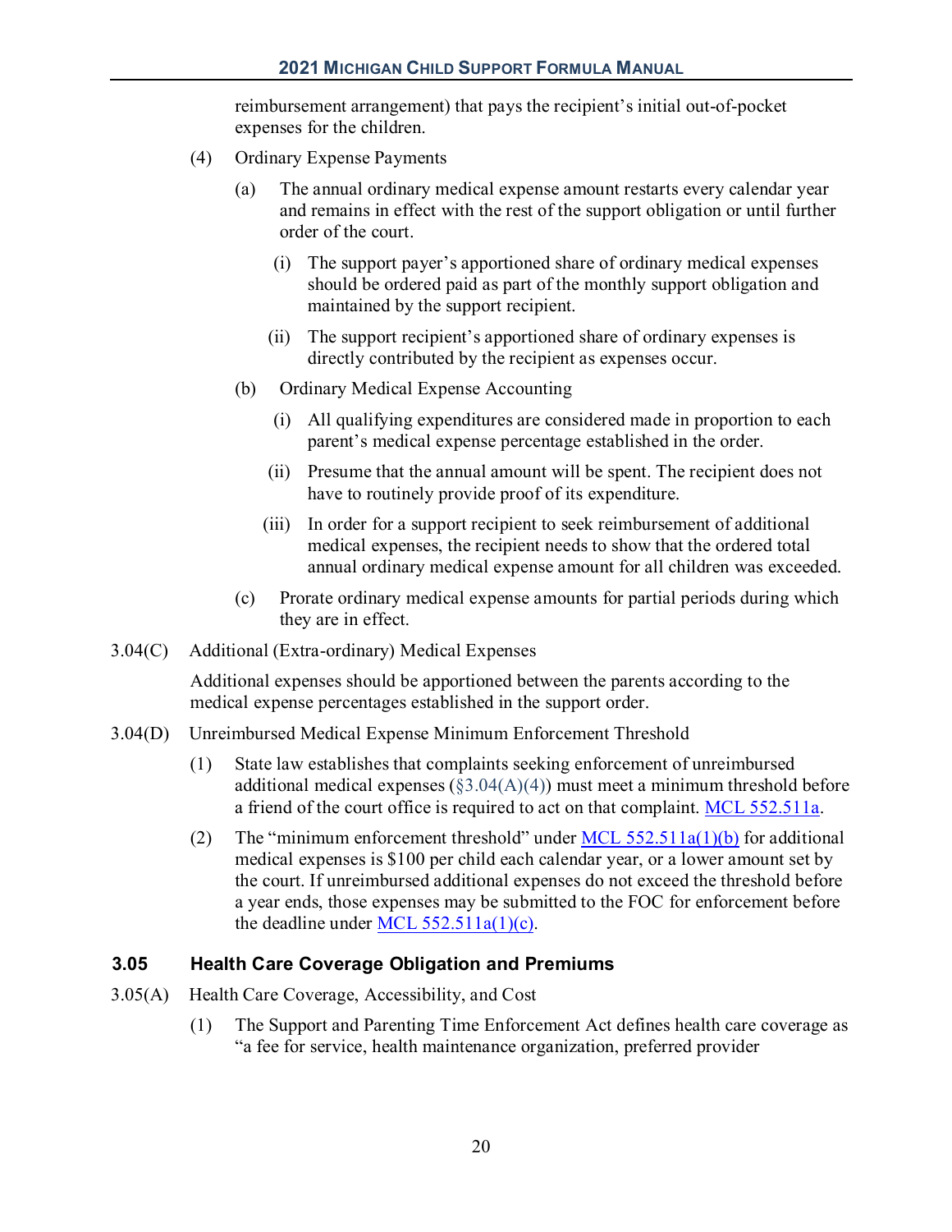reimbursement arrangement) that pays the recipient's initial out-of-pocket expenses for the children.

(4) Ordinary Expense Payments

(a) The annual ordinary medical expense amount restarts every calendar year and remains in effect with the rest of the support obligation or until further order of the court.

(i) The support payer's apportioned share of ordinary medical expenses should be ordered paid as part of the monthly support obligation and maintained by the support recipient.

(ii) The support recipient's apportioned share of ordinary expenses is directly contributed by the recipient as expenses occur.

(b) Ordinary Medical Expense Accounting

(i) All qualifying expenditures are considered made in proportion to each parent's medical expense percentage established in the order.

(ii) Presume that the annual amount will be spent. The recipient does not have to routinely provide proof of its expenditure.

(iii) In order for a support recipient to seek reimbursement of additional medical expenses, the recipient needs to show that the ordered total annual ordinary medical expense amount for all children was exceeded.

(c) Prorate ordinary medical expense amounts for partial periods during which they are in effect.

3.04(C) Additional (Extra-ordinary) Medical Expenses

Additional expenses should be apportioned between the parents according to the medical expense percentages established in the support order.

3.04(D) Unreimbursed Medical Expense Minimum Enforcement Threshold

(1) State law establishes that complaints seeking enforcement of unreimbursed additional medical expenses (§3.04(A)(4)) must meet a minimum threshold before a friend of the court office is required to act on that complaint. MCL 552.511a.

(2) The "minimum enforcement threshold" under MCL 552.511a(1)(b) for additional medical expenses is $100 per child each calendar year, or a lower amount set by the court. If unreimbursed additional expenses do not exceed the threshold before a year ends, those expenses may be submitted to the FOC for enforcement before the deadline under MCL 552.511a(1)(c).

## 3.05 Health Care Coverage Obligation and Premiums

3.05(A) Health Care Coverage, Accessibility, and Cost

(1) The Support and Parenting Time Enforcement Act defines health care coverage as "a fee for service, health maintenance organization, preferred provider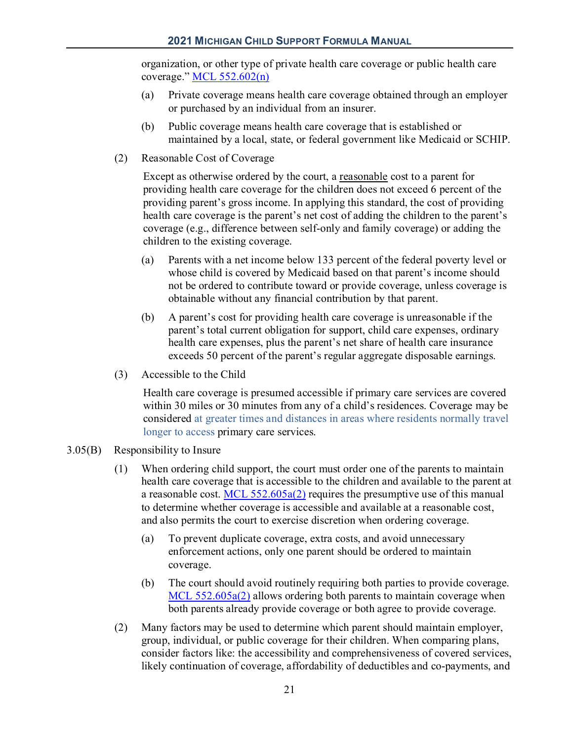organization, or other type of private health care coverage or public health care coverage." MCL 552.602(n)

(a) Private coverage means health care coverage obtained through an employer or purchased by an individual from an insurer.

(b) Public coverage means health care coverage that is established or maintained by a local, state, or federal government like Medicaid or SCHIP.

(2) Reasonable Cost of Coverage

Except as otherwise ordered by the court, a reasonable cost to a parent for providing health care coverage for the children does not exceed 6 percent of the providing parent's gross income. In applying this standard, the cost of providing health care coverage is the parent's net cost of adding the children to the parent's coverage (e.g., difference between self-only and family coverage) or adding the children to the existing coverage.

(a) Parents with a net income below 133 percent of the federal poverty level or whose child is covered by Medicaid based on that parent's income should not be ordered to contribute toward or provide coverage, unless coverage is obtainable without any financial contribution by that parent.

(b) A parent's cost for providing health care coverage is unreasonable if the parent's total current obligation for support, child care expenses, ordinary health care expenses, plus the parent's net share of health care insurance exceeds 50 percent of the parent's regular aggregate disposable earnings.

(3) Accessible to the Child

Health care coverage is presumed accessible if primary care services are covered within 30 miles or 30 minutes from any of a child's residences. Coverage may be considered at greater times and distances in areas where residents normally travel longer to access primary care services.

3.05(B) Responsibility to Insure

(1) When ordering child support, the court must order one of the parents to maintain health care coverage that is accessible to the children and available to the parent at a reasonable cost. MCL 552.605a(2) requires the presumptive use of this manual to determine whether coverage is accessible and available at a reasonable cost, and also permits the court to exercise discretion when ordering coverage.

(a) To prevent duplicate coverage, extra costs, and avoid unnecessary enforcement actions, only one parent should be ordered to maintain coverage.

(b) The court should avoid routinely requiring both parties to provide coverage. MCL 552.605a(2) allows ordering both parents to maintain coverage when both parents already provide coverage or both agree to provide coverage.

(2) Many factors may be used to determine which parent should maintain employer, group, individual, or public coverage for their children. When comparing plans, consider factors like: the accessibility and comprehensiveness of covered services, likely continuation of coverage, affordability of deductibles and co-payments, and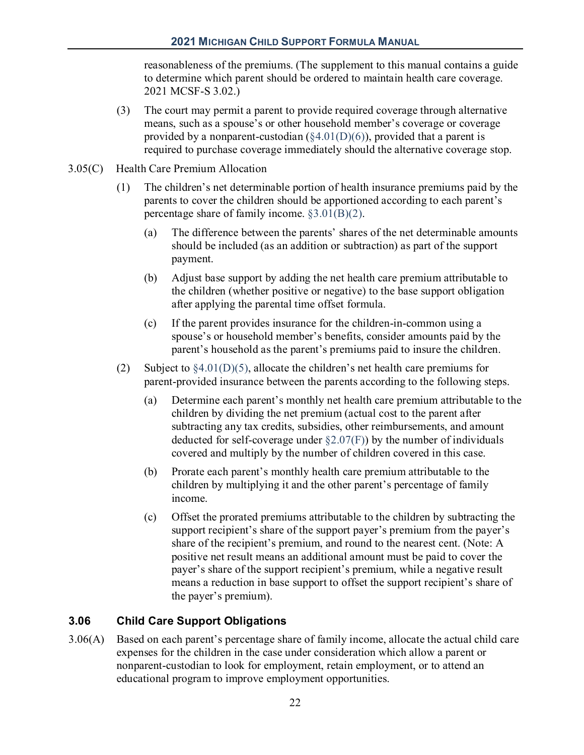reasonableness of the premiums. (The supplement to this manual contains a guide to determine which parent should be ordered to maintain health care coverage. 2021 MCSF-S 3.02.)

(3) The court may permit a parent to provide required coverage through alternative means, such as a spouse's or other household member's coverage or coverage provided by a nonparent-custodian (§4.01(D)(6)), provided that a parent is required to purchase coverage immediately should the alternative coverage stop.

3.05(C) Health Care Premium Allocation

(1) The children's net determinable portion of health insurance premiums paid by the parents to cover the children should be apportioned according to each parent's percentage share of family income. §3.01(B)(2).

(a) The difference between the parents' shares of the net determinable amounts should be included (as an addition or subtraction) as part of the support payment.

(b) Adjust base support by adding the net health care premium attributable to the children (whether positive or negative) to the base support obligation after applying the parental time offset formula.

(c) If the parent provides insurance for the children-in-common using a spouse's or household member's benefits, consider amounts paid by the parent's household as the parent's premiums paid to insure the children.

(2) Subject to §4.01(D)(5), allocate the children's net health care premiums for parent-provided insurance between the parents according to the following steps.

(a) Determine each parent's monthly net health care premium attributable to the children by dividing the net premium (actual cost to the parent after subtracting any tax credits, subsidies, other reimbursements, and amount deducted for self-coverage under §2.07(F)) by the number of individuals covered and multiply by the number of children covered in this case.

(b) Prorate each parent's monthly health care premium attributable to the children by multiplying it and the other parent's percentage of family income.

(c) Offset the prorated premiums attributable to the children by subtracting the support recipient's share of the support payer's premium from the payer's share of the recipient's premium, and round to the nearest cent. (Note: A positive net result means an additional amount must be paid to cover the payer's share of the support recipient's premium, while a negative result means a reduction in base support to offset the support recipient's share of the payer's premium).

## 3.06 Child Care Support Obligations

3.06(A) Based on each parent's percentage share of family income, allocate the actual child care expenses for the children in the case under consideration which allow a parent or nonparent-custodian to look for employment, retain employment, or to attend an educational program to improve employment opportunities.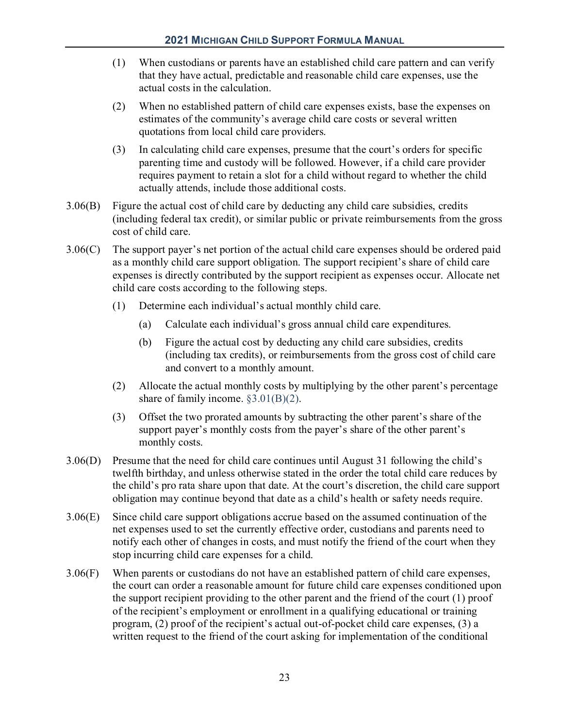(1) When custodians or parents have an established child care pattern and can verify that they have actual, predictable and reasonable child care expenses, use the actual costs in the calculation.

(2) When no established pattern of child care expenses exists, base the expenses on estimates of the community's average child care costs or several written quotations from local child care providers.

(3) In calculating child care expenses, presume that the court's orders for specific parenting time and custody will be followed. However, if a child care provider requires payment to retain a slot for a child without regard to whether the child actually attends, include those additional costs.

3.06(B) Figure the actual cost of child care by deducting any child care subsidies, credits (including federal tax credit), or similar public or private reimbursements from the gross cost of child care.

3.06(C) The support payer's net portion of the actual child care expenses should be ordered paid as a monthly child care support obligation. The support recipient's share of child care expenses is directly contributed by the support recipient as expenses occur. Allocate net child care costs according to the following steps.

(1) Determine each individual's actual monthly child care.

(a) Calculate each individual's gross annual child care expenditures.

(b) Figure the actual cost by deducting any child care subsidies, credits (including tax credits), or reimbursements from the gross cost of child care and convert to a monthly amount.

(2) Allocate the actual monthly costs by multiplying by the other parent's percentage share of family income. §3.01(B)(2).

(3) Offset the two prorated amounts by subtracting the other parent's share of the support payer's monthly costs from the payer's share of the other parent's monthly costs.

3.06(D) Presume that the need for child care continues until August 31 following the child's twelfth birthday, and unless otherwise stated in the order the total child care reduces by the child's pro rata share upon that date. At the court's discretion, the child care support obligation may continue beyond that date as a child's health or safety needs require.

3.06(E) Since child care support obligations accrue based on the assumed continuation of the net expenses used to set the currently effective order, custodians and parents need to notify each other of changes in costs, and must notify the friend of the court when they stop incurring child care expenses for a child.

3.06(F) When parents or custodians do not have an established pattern of child care expenses, the court can order a reasonable amount for future child care expenses conditioned upon the support recipient providing to the other parent and the friend of the court (1) proof of the recipient's employment or enrollment in a qualifying educational or training program, (2) proof of the recipient's actual out-of-pocket child care expenses, (3) a written request to the friend of the court asking for implementation of the conditional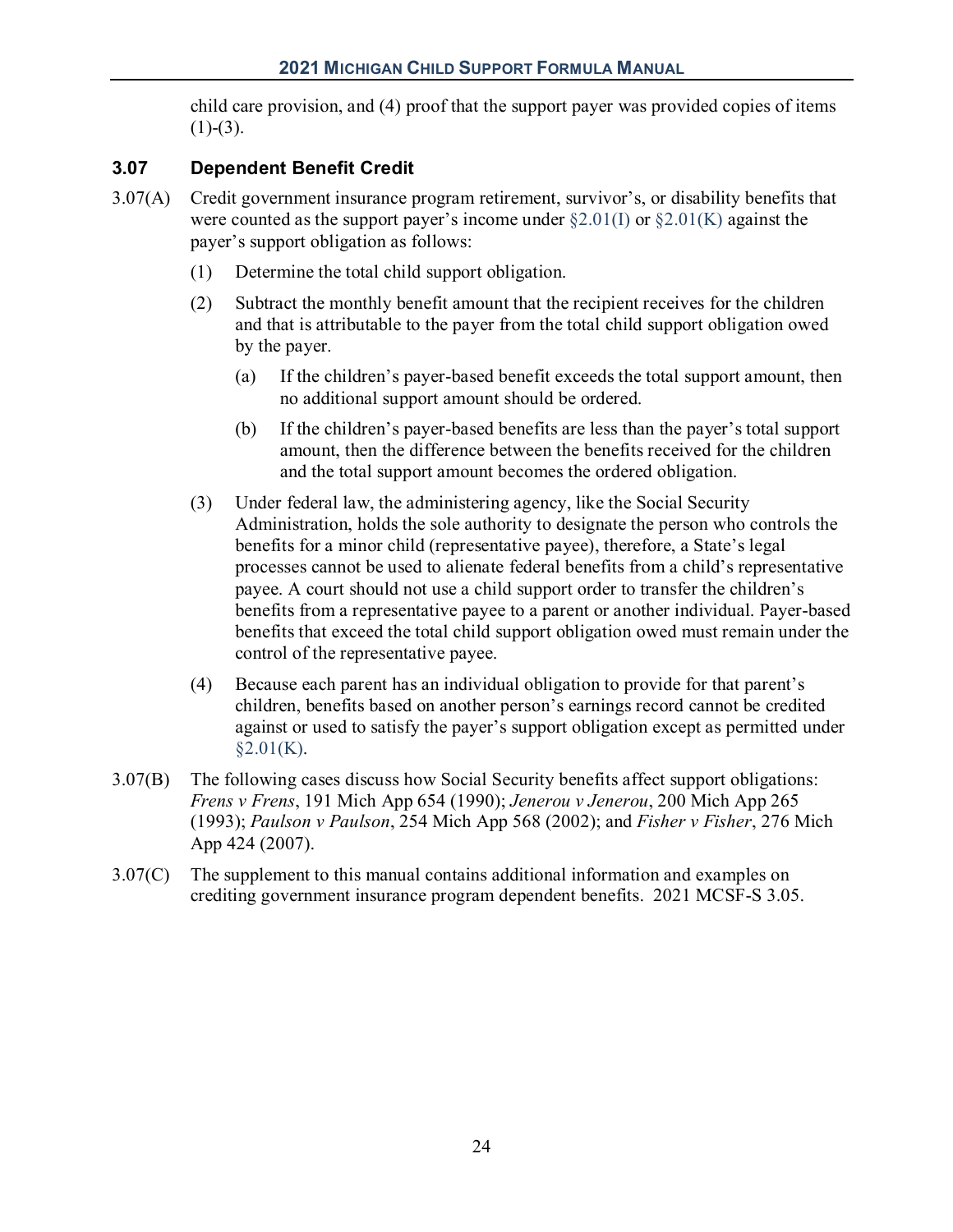child care provision, and (4) proof that the support payer was provided copies of items (1)-(3).

### 3.07 Dependent Benefit Credit

3.07(A) Credit government insurance program retirement, survivor's, or disability benefits that were counted as the support payer's income under §2.01(I) or §2.01(K) against the payer's support obligation as follows:

(1) Determine the total child support obligation.

(2) Subtract the monthly benefit amount that the recipient receives for the children and that is attributable to the payer from the total child support obligation owed by the payer.

(a) If the children's payer-based benefit exceeds the total support amount, then no additional support amount should be ordered.

(b) If the children's payer-based benefits are less than the payer's total support amount, then the difference between the benefits received for the children and the total support amount becomes the ordered obligation.

(3) Under federal law, the administering agency, like the Social Security Administration, holds the sole authority to designate the person who controls the benefits for a minor child (representative payee), therefore, a State's legal processes cannot be used to alienate federal benefits from a child's representative payee. A court should not use a child support order to transfer the children's benefits from a representative payee to a parent or another individual. Payer-based benefits that exceed the total child support obligation owed must remain under the control of the representative payee.

(4) Because each parent has an individual obligation to provide for that parent's children, benefits based on another person's earnings record cannot be credited against or used to satisfy the payer's support obligation except as permitted under §2.01(K).

3.07(B) The following cases discuss how Social Security benefits affect support obligations: *Frens v Frens*, 191 Mich App 654 (1990); *Jenerou v Jenerou*, 200 Mich App 265 (1993); *Paulson v Paulson*, 254 Mich App 568 (2002); and *Fisher v Fisher*, 276 Mich App 424 (2007).

3.07(C) The supplement to this manual contains additional information and examples on crediting government insurance program dependent benefits. 2021 MCSF-S 3.05.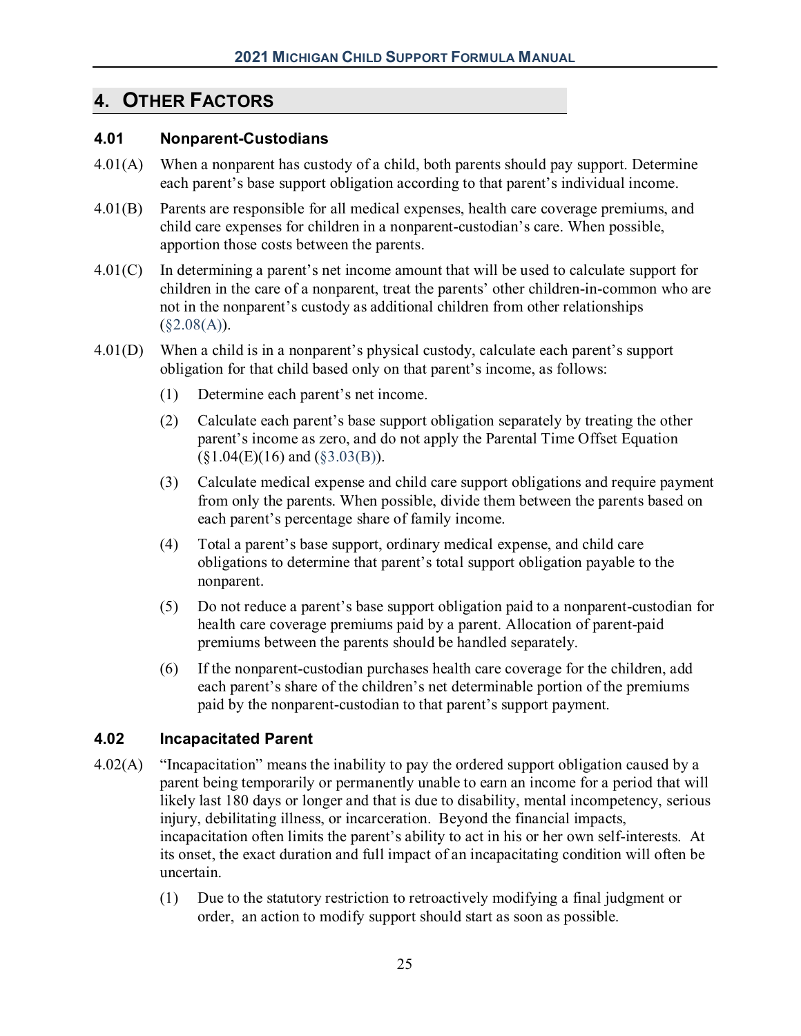## 4. Other Factors

### 4.01 Nonparent-Custodians

4.01(A) When a nonparent has custody of a child, both parents should pay support. Determine each parent's base support obligation according to that parent's individual income.

4.01(B) Parents are responsible for all medical expenses, health care coverage premiums, and child care expenses for children in a nonparent-custodian's care. When possible, apportion those costs between the parents.

4.01(C) In determining a parent's net income amount that will be used to calculate support for children in the care of a nonparent, treat the parents' other children-in-common who are not in the nonparent's custody as additional children from other relationships (§2.08(A)).

4.01(D) When a child is in a nonparent's physical custody, calculate each parent's support obligation for that child based only on that parent's income, as follows:

(1) Determine each parent's net income.

(2) Calculate each parent's base support obligation separately by treating the other parent's income as zero, and do not apply the Parental Time Offset Equation (§1.04(E)(16) and (§3.03(B)).

(3) Calculate medical expense and child care support obligations and require payment from only the parents. When possible, divide them between the parents based on each parent's percentage share of family income.

(4) Total a parent's base support, ordinary medical expense, and child care obligations to determine that parent's total support obligation payable to the nonparent.

(5) Do not reduce a parent's base support obligation paid to a nonparent-custodian for health care coverage premiums paid by a parent. Allocation of parent-paid premiums between the parents should be handled separately.

(6) If the nonparent-custodian purchases health care coverage for the children, add each parent's share of the children's net determinable portion of the premiums paid by the nonparent-custodian to that parent's support payment.

### 4.02 Incapacitated Parent

4.02(A) "Incapacitation" means the inability to pay the ordered support obligation caused by a parent being temporarily or permanently unable to earn an income for a period that will likely last 180 days or longer and that is due to disability, mental incompetency, serious injury, debilitating illness, or incarceration. Beyond the financial impacts, incapacitation often limits the parent's ability to act in his or her own self-interests. At its onset, the exact duration and full impact of an incapacitating condition will often be uncertain.

(1) Due to the statutory restriction to retroactively modifying a final judgment or order, an action to modify support should start as soon as possible.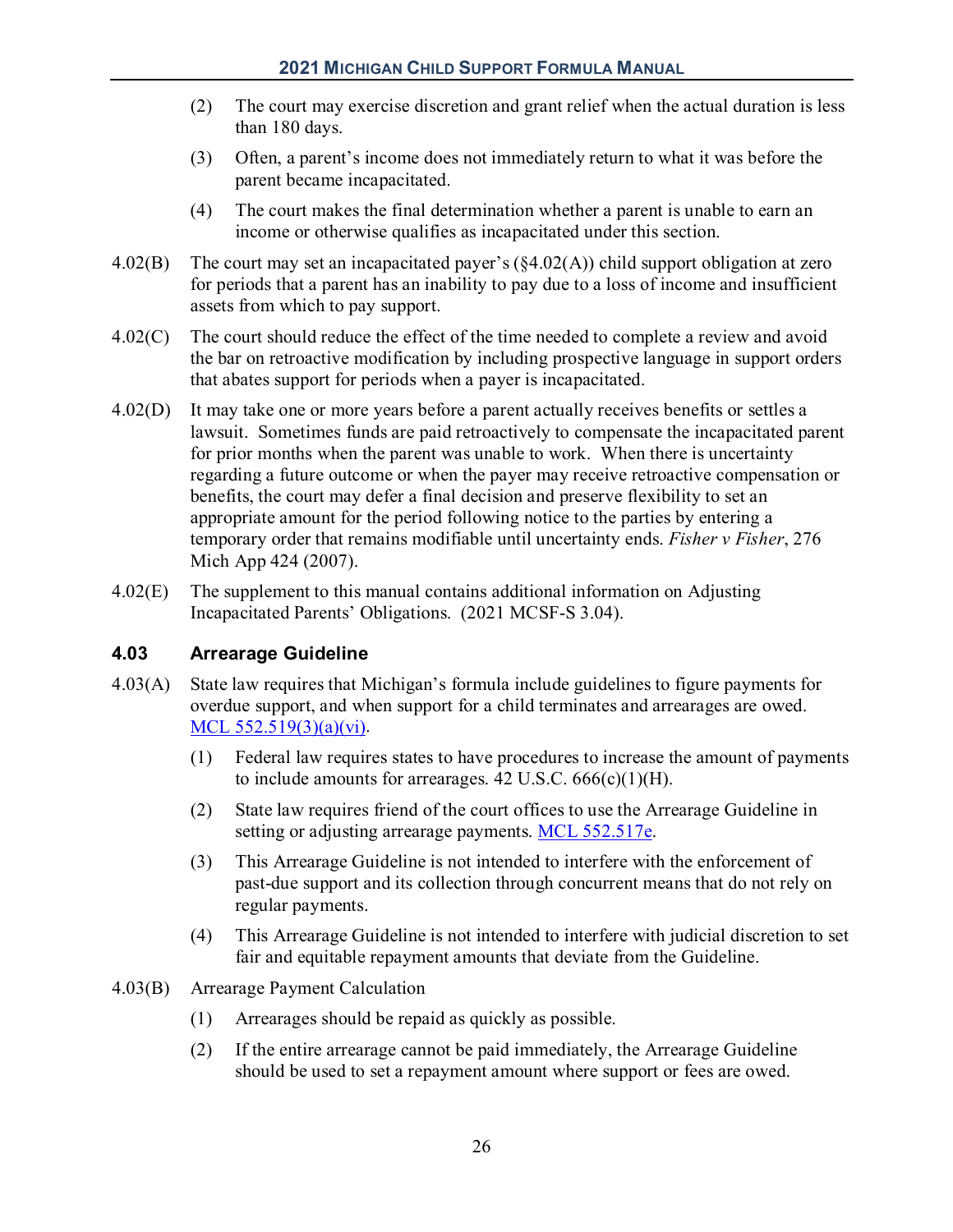(2) The court may exercise discretion and grant relief when the actual duration is less than 180 days.

(3) Often, a parent's income does not immediately return to what it was before the parent became incapacitated.

(4) The court makes the final determination whether a parent is unable to earn an income or otherwise qualifies as incapacitated under this section.

4.02(B) The court may set an incapacitated payer's (§4.02(A)) child support obligation at zero for periods that a parent has an inability to pay due to a loss of income and insufficient assets from which to pay support.

4.02(C) The court should reduce the effect of the time needed to complete a review and avoid the bar on retroactive modification by including prospective language in support orders that abates support for periods when a payer is incapacitated.

4.02(D) It may take one or more years before a parent actually receives benefits or settles a lawsuit. Sometimes funds are paid retroactively to compensate the incapacitated parent for prior months when the parent was unable to work. When there is uncertainty regarding a future outcome or when the payer may receive retroactive compensation or benefits, the court may defer a final decision and preserve flexibility to set an appropriate amount for the period following notice to the parties by entering a temporary order that remains modifiable until uncertainty ends. *Fisher v Fisher*, 276 Mich App 424 (2007).

4.02(E) The supplement to this manual contains additional information on Adjusting Incapacitated Parents' Obligations. (2021 MCSF-S 3.04).

## 4.03 Arrearage Guideline

4.03(A) State law requires that Michigan's formula include guidelines to figure payments for overdue support, and when support for a child terminates and arrearages are owed. MCL 552.519(3)(a)(vi).

(1) Federal law requires states to have procedures to increase the amount of payments to include amounts for arrearages. 42 U.S.C. 666(c)(1)(H).

(2) State law requires friend of the court offices to use the Arrearage Guideline in setting or adjusting arrearage payments. MCL 552.517e.

(3) This Arrearage Guideline is not intended to interfere with the enforcement of past-due support and its collection through concurrent means that do not rely on regular payments.

(4) This Arrearage Guideline is not intended to interfere with judicial discretion to set fair and equitable repayment amounts that deviate from the Guideline.

4.03(B) Arrearage Payment Calculation

(1) Arrearages should be repaid as quickly as possible.

(2) If the entire arrearage cannot be paid immediately, the Arrearage Guideline should be used to set a repayment amount where support or fees are owed.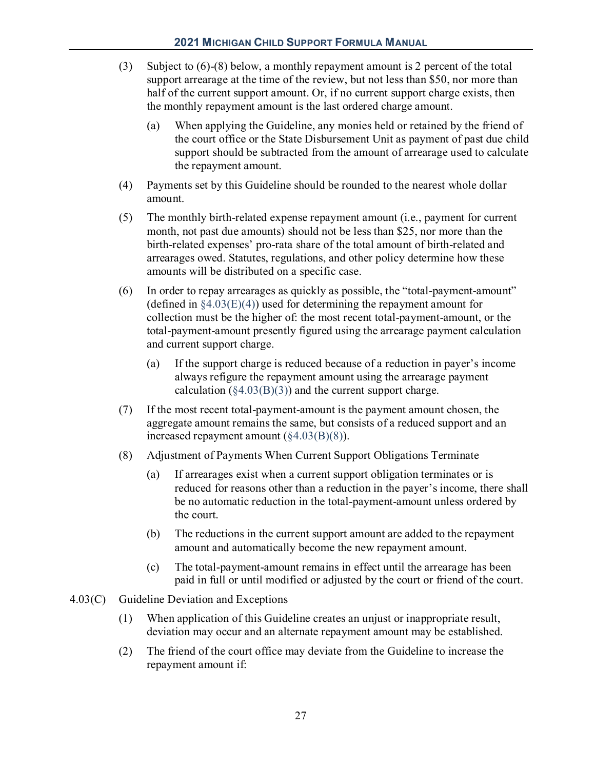(3) Subject to (6)-(8) below, a monthly repayment amount is 2 percent of the total support arrearage at the time of the review, but not less than $50, nor more than half of the current support amount. Or, if no current support charge exists, then the monthly repayment amount is the last ordered charge amount.

   (a) When applying the Guideline, any monies held or retained by the friend of the court office or the State Disbursement Unit as payment of past due child support should be subtracted from the amount of arrearage used to calculate the repayment amount.

(4) Payments set by this Guideline should be rounded to the nearest whole dollar amount.

(5) The monthly birth-related expense repayment amount (i.e., payment for current month, not past due amounts) should not be less than $25, nor more than the birth-related expenses' pro-rata share of the total amount of birth-related and arrearages owed. Statutes, regulations, and other policy determine how these amounts will be distributed on a specific case.

(6) In order to repay arrearages as quickly as possible, the "total-payment-amount" (defined in §4.03(E)(4)) used for determining the repayment amount for collection must be the higher of: the most recent total-payment-amount, or the total-payment-amount presently figured using the arrearage payment calculation and current support charge.

   (a) If the support charge is reduced because of a reduction in payer's income always refigure the repayment amount using the arrearage payment calculation (§4.03(B)(3)) and the current support charge.

(7) If the most recent total-payment-amount is the payment amount chosen, the aggregate amount remains the same, but consists of a reduced support and an increased repayment amount (§4.03(B)(8)).

(8) Adjustment of Payments When Current Support Obligations Terminate

   (a) If arrearages exist when a current support obligation terminates or is reduced for reasons other than a reduction in the payer's income, there shall be no automatic reduction in the total-payment-amount unless ordered by the court.

   (b) The reductions in the current support amount are added to the repayment amount and automatically become the new repayment amount.

   (c) The total-payment-amount remains in effect until the arrearage has been paid in full or until modified or adjusted by the court or friend of the court.

4.03(C) Guideline Deviation and Exceptions

(1) When application of this Guideline creates an unjust or inappropriate result, deviation may occur and an alternate repayment amount may be established.

(2) The friend of the court office may deviate from the Guideline to increase the repayment amount if: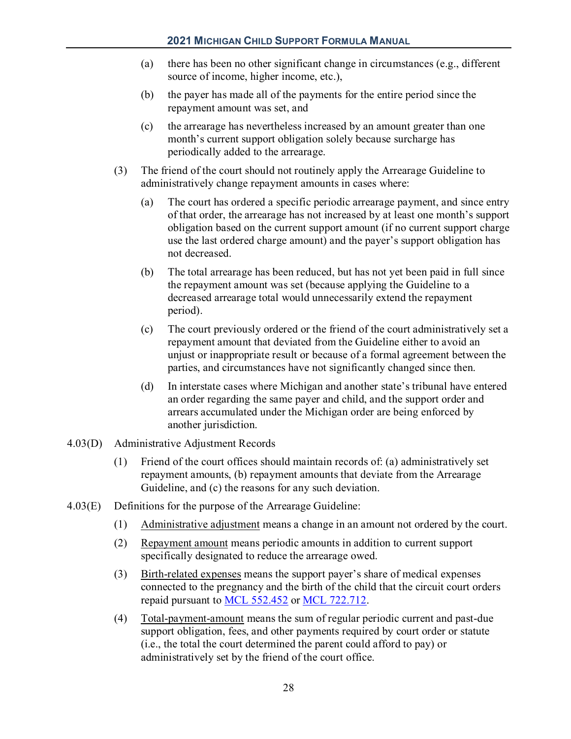(a) there has been no other significant change in circumstances (e.g., different source of income, higher income, etc.),

(b) the payer has made all of the payments for the entire period since the repayment amount was set, and

(c) the arrearage has nevertheless increased by an amount greater than one month's current support obligation solely because surcharge has periodically added to the arrearage.

(3) The friend of the court should not routinely apply the Arrearage Guideline to administratively change repayment amounts in cases where:

(a) The court has ordered a specific periodic arrearage payment, and since entry of that order, the arrearage has not increased by at least one month's support obligation based on the current support amount (if no current support charge use the last ordered charge amount) and the payer's support obligation has not decreased.

(b) The total arrearage has been reduced, but has not yet been paid in full since the repayment amount was set (because applying the Guideline to a decreased arrearage total would unnecessarily extend the repayment period).

(c) The court previously ordered or the friend of the court administratively set a repayment amount that deviated from the Guideline either to avoid an unjust or inappropriate result or because of a formal agreement between the parties, and circumstances have not significantly changed since then.

(d) In interstate cases where Michigan and another state's tribunal have entered an order regarding the same payer and child, and the support order and arrears accumulated under the Michigan order are being enforced by another jurisdiction.

4.03(D) Administrative Adjustment Records

(1) Friend of the court offices should maintain records of: (a) administratively set repayment amounts, (b) repayment amounts that deviate from the Arrearage Guideline, and (c) the reasons for any such deviation.

4.03(E) Definitions for the purpose of the Arrearage Guideline:

(1) Administrative adjustment means a change in an amount not ordered by the court.

(2) Repayment amount means periodic amounts in addition to current support specifically designated to reduce the arrearage owed.

(3) Birth-related expenses means the support payer's share of medical expenses connected to the pregnancy and the birth of the child that the circuit court orders repaid pursuant to MCL 552.452 or MCL 722.712.

(4) Total-payment-amount means the sum of regular periodic current and past-due support obligation, fees, and other payments required by court order or statute (i.e., the total the court determined the parent could afford to pay) or administratively set by the friend of the court office.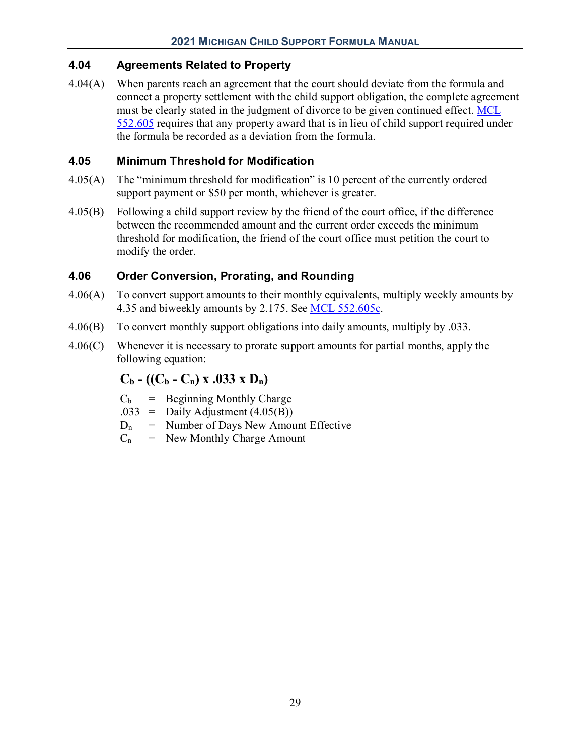## 4.04 Agreements Related to Property

4.04(A) When parents reach an agreement that the court should deviate from the formula and connect a property settlement with the child support obligation, the complete agreement must be clearly stated in the judgment of divorce to be given continued effect. MCL 552.605 requires that any property award that is in lieu of child support required under the formula be recorded as a deviation from the formula.

## 4.05 Minimum Threshold for Modification

4.05(A) The "minimum threshold for modification" is 10 percent of the currently ordered support payment or $50 per month, whichever is greater.

4.05(B) Following a child support review by the friend of the court office, if the difference between the recommended amount and the current order exceeds the minimum threshold for modification, the friend of the court office must petition the court to modify the order.

## 4.06 Order Conversion, Prorating, and Rounding

4.06(A) To convert support amounts to their monthly equivalents, multiply weekly amounts by 4.35 and biweekly amounts by 2.175. See MCL 552.605c.

4.06(B) To convert monthly support obligations into daily amounts, multiply by .033.

4.06(C) Whenever it is necessary to prorate support amounts for partial months, apply the following equation:

$$C_b - ((C_b - C_n) \times .033 \times D_n)$$

$C_b$ = Beginning Monthly Charge
.033 = Daily Adjustment (4.05(B))
$D_n$ = Number of Days New Amount Effective
$C_n$ = New Monthly Charge Amount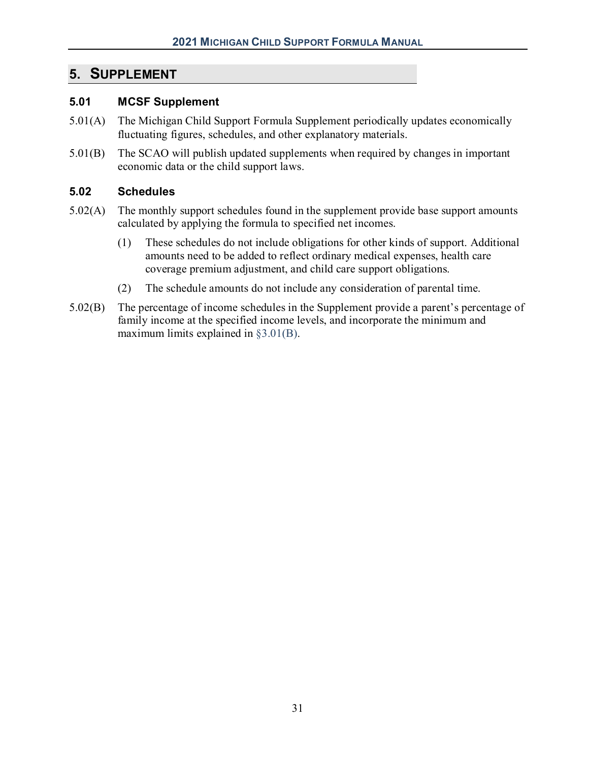## 5. SUPPLEMENT

### 5.01 MCSF Supplement

5.01(A) The Michigan Child Support Formula Supplement periodically updates economically fluctuating figures, schedules, and other explanatory materials.

5.01(B) The SCAO will publish updated supplements when required by changes in important economic data or the child support laws.

### 5.02 Schedules

5.02(A) The monthly support schedules found in the supplement provide base support amounts calculated by applying the formula to specified net incomes.

(1) These schedules do not include obligations for other kinds of support. Additional amounts need to be added to reflect ordinary medical expenses, health care coverage premium adjustment, and child care support obligations.

(2) The schedule amounts do not include any consideration of parental time.

5.02(B) The percentage of income schedules in the Supplement provide a parent's percentage of family income at the specified income levels, and incorporate the minimum and maximum limits explained in §3.01(B).